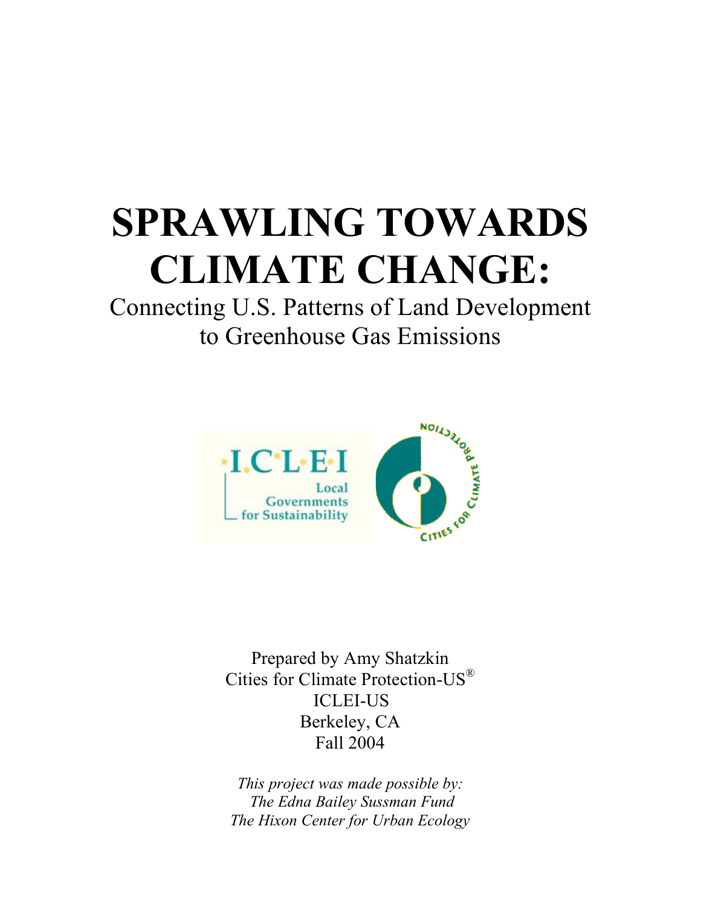# SPRAWLING TOWARDS CLIMATE CHANGE:

Connecting U.S. Patterns of Land Development to Greenhouse Gas Emissions

Prepared by Amy Shatzkin
Cities for Climate Protection-US®
ICLEI-US
Berkeley, CA
Fall 2004

*This project was made possible by:*
*The Edna Bailey Sussman Fund*
*The Hixon Center for Urban Ecology*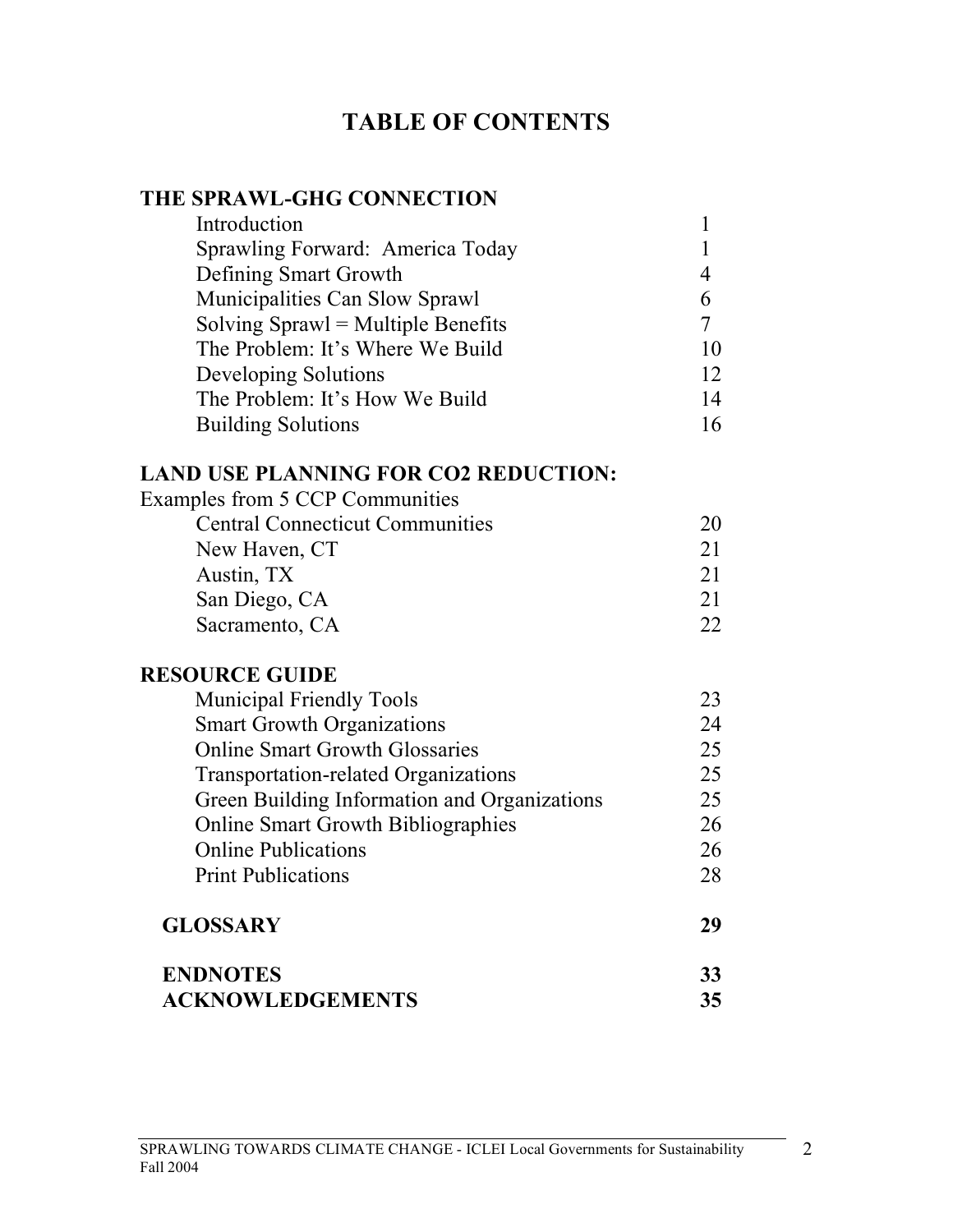# TABLE OF CONTENTS

| | |
|---|---|
| **THE SPRAWL-GHG CONNECTION** | |
| Introduction | 1 |
| Sprawling Forward: America Today | 1 |
| Defining Smart Growth | 4 |
| Municipalities Can Slow Sprawl | 6 |
| Solving Sprawl = Multiple Benefits | 7 |
| The Problem: It's Where We Build | 10 |
| Developing Solutions | 12 |
| The Problem: It's How We Build | 14 |
| Building Solutions | 16 |
| **LAND USE PLANNING FOR CO2 REDUCTION:** | |
| Examples from 5 CCP Communities | |
| Central Connecticut Communities | 20 |
| New Haven, CT | 21 |
| Austin, TX | 21 |
| San Diego, CA | 21 |
| Sacramento, CA | 22 |
| **RESOURCE GUIDE** | |
| Municipal Friendly Tools | 23 |
| Smart Growth Organizations | 24 |
| Online Smart Growth Glossaries | 25 |
| Transportation-related Organizations | 25 |
| Green Building Information and Organizations | 25 |
| Online Smart Growth Bibliographies | 26 |
| Online Publications | 26 |
| Print Publications | 28 |
| **GLOSSARY** | **29** |
| **ENDNOTES** | **33** |
| **ACKNOWLEDGEMENTS** | **35** |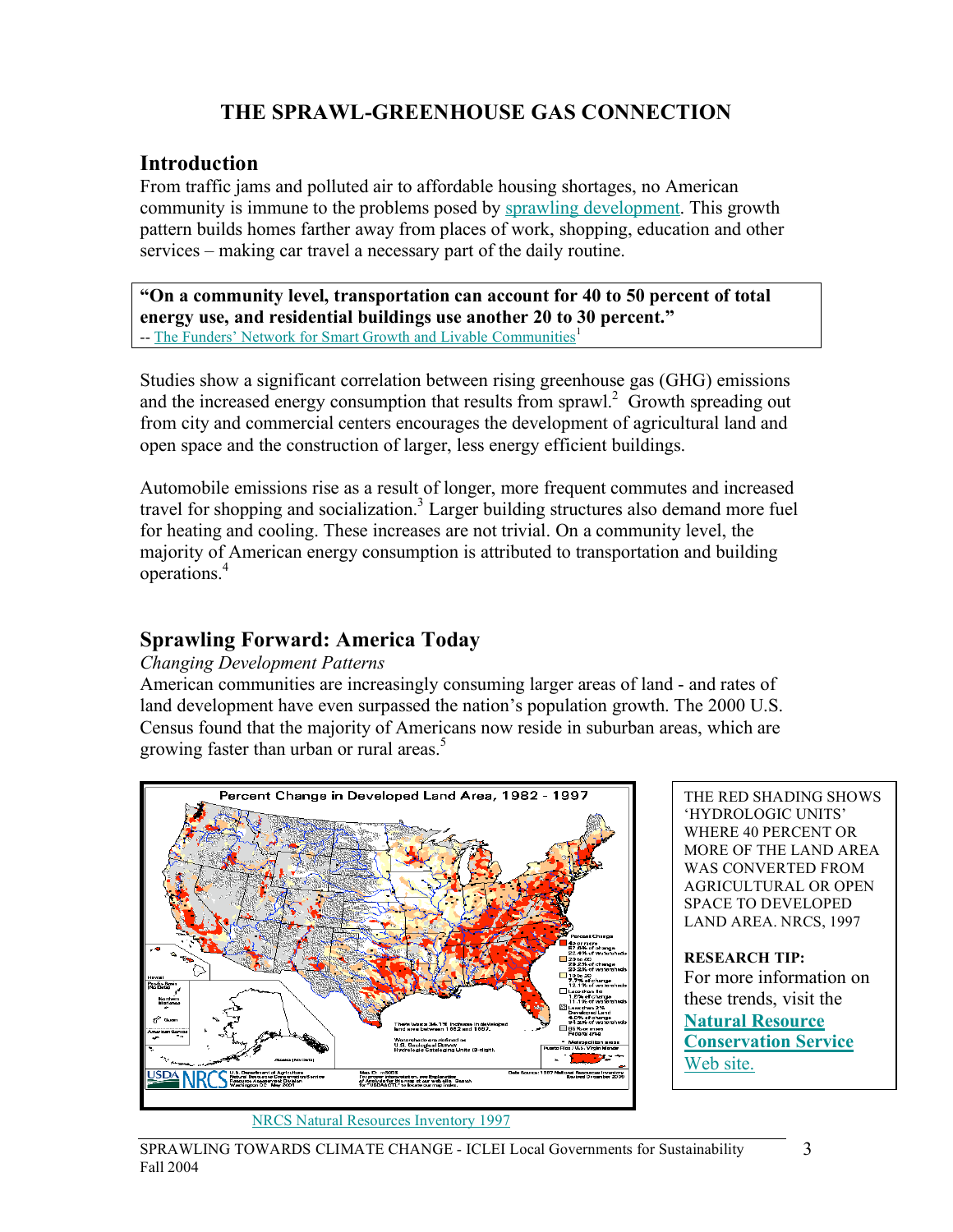# THE SPRAWL-GREENHOUSE GAS CONNECTION

## Introduction

From traffic jams and polluted air to affordable housing shortages, no American community is immune to the problems posed by sprawling development. This growth pattern builds homes farther away from places of work, shopping, education and other services – making car travel a necessary part of the daily routine.

> **"On a community level, transportation can account for 40 to 50 percent of total energy use, and residential buildings use another 20 to 30 percent."**
> -- The Funders' Network for Smart Growth and Livable Communities[1]

Studies show a significant correlation between rising greenhouse gas (GHG) emissions and the increased energy consumption that results from sprawl.[2] Growth spreading out from city and commercial centers encourages the development of agricultural land and open space and the construction of larger, less energy efficient buildings.

Automobile emissions rise as a result of longer, more frequent commutes and increased travel for shopping and socialization.[3] Larger building structures also demand more fuel for heating and cooling. These increases are not trivial. On a community level, the majority of American energy consumption is attributed to transportation and building operations.[4]

## Sprawling Forward: America Today

*Changing Development Patterns*

American communities are increasingly consuming larger areas of land - and rates of land development have even surpassed the nation's population growth. The 2000 U.S. Census found that the majority of Americans now reside in suburban areas, which are growing faster than urban or rural areas.[5]

NRCS Natural Resources Inventory 1997

THE RED SHADING SHOWS 'HYDROLOGIC UNITS' WHERE 40 PERCENT OR MORE OF THE LAND AREA WAS CONVERTED FROM AGRICULTURAL OR OPEN SPACE TO DEVELOPED LAND AREA. NRCS, 1997

**RESEARCH TIP:**
For more information on these trends, visit the **Natural Resource Conservation Service** Web site.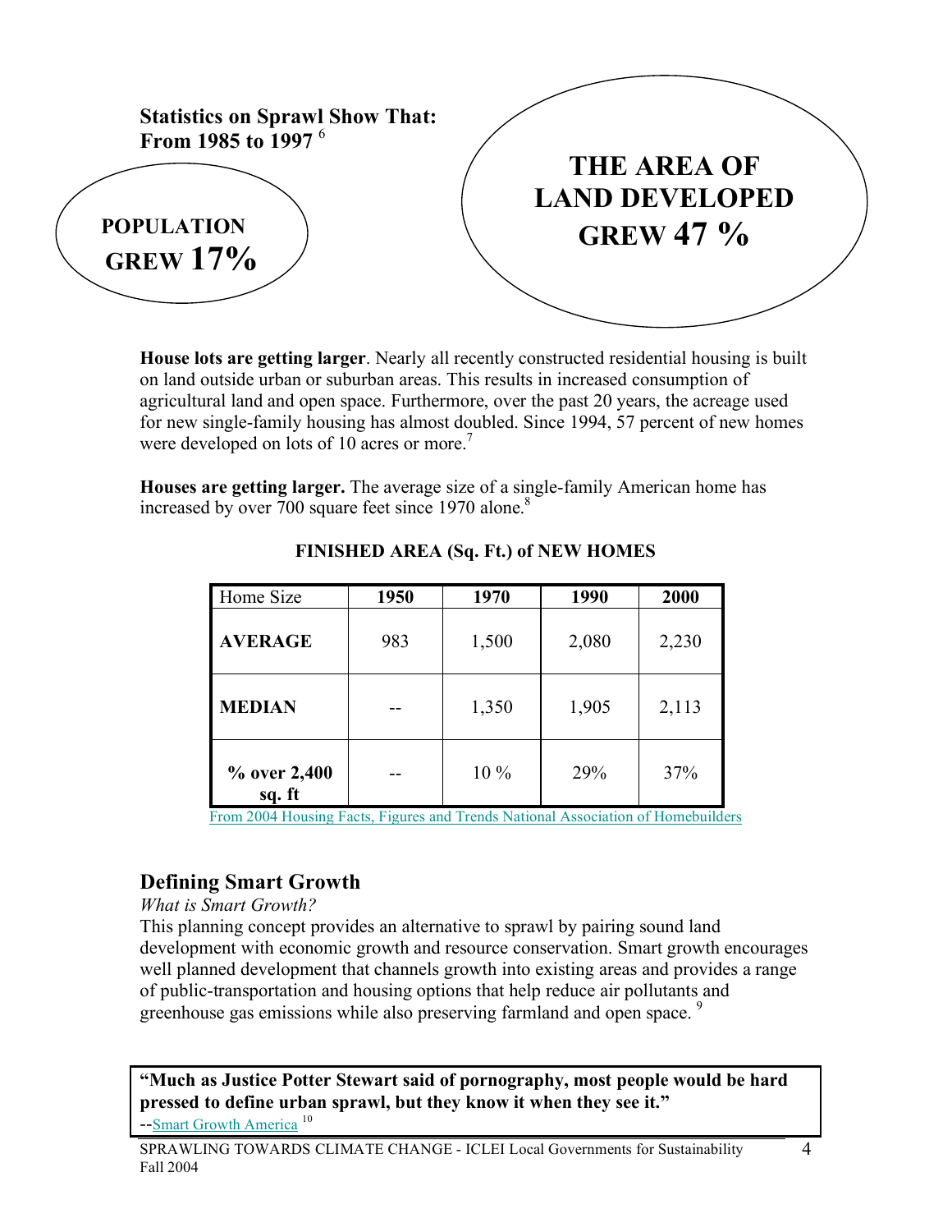**Statistics on Sprawl Show That:**
**From 1985 to 1997** [6]

**POPULATION GREW 17%**

**THE AREA OF LAND DEVELOPED GREW 47 %**

**House lots are getting larger**. Nearly all recently constructed residential housing is built on land outside urban or suburban areas. This results in increased consumption of agricultural land and open space. Furthermore, over the past 20 years, the acreage used for new single-family housing has almost doubled. Since 1994, 57 percent of new homes were developed on lots of 10 acres or more.[7]

**Houses are getting larger.** The average size of a single-family American home has increased by over 700 square feet since 1970 alone.[8]

**FINISHED AREA (Sq. Ft.) of NEW HOMES**

| Home Size | 1950 | 1970 | 1990 | 2000 |
|---|---|---|---|---|
| **AVERAGE** | 983 | 1,500 | 2,080 | 2,230 |
| **MEDIAN** | -- | 1,350 | 1,905 | 2,113 |
| **% over 2,400 sq. ft** | -- | 10 % | 29% | 37% |

From 2004 Housing Facts, Figures and Trends National Association of Homebuilders

## Defining Smart Growth

*What is Smart Growth?*

This planning concept provides an alternative to sprawl by pairing sound land development with economic growth and resource conservation. Smart growth encourages well planned development that channels growth into existing areas and provides a range of public-transportation and housing options that help reduce air pollutants and greenhouse gas emissions while also preserving farmland and open space.[9]

> **"Much as Justice Potter Stewart said of pornography, most people would be hard pressed to define urban sprawl, but they know it when they see it."**
> --Smart Growth America [10]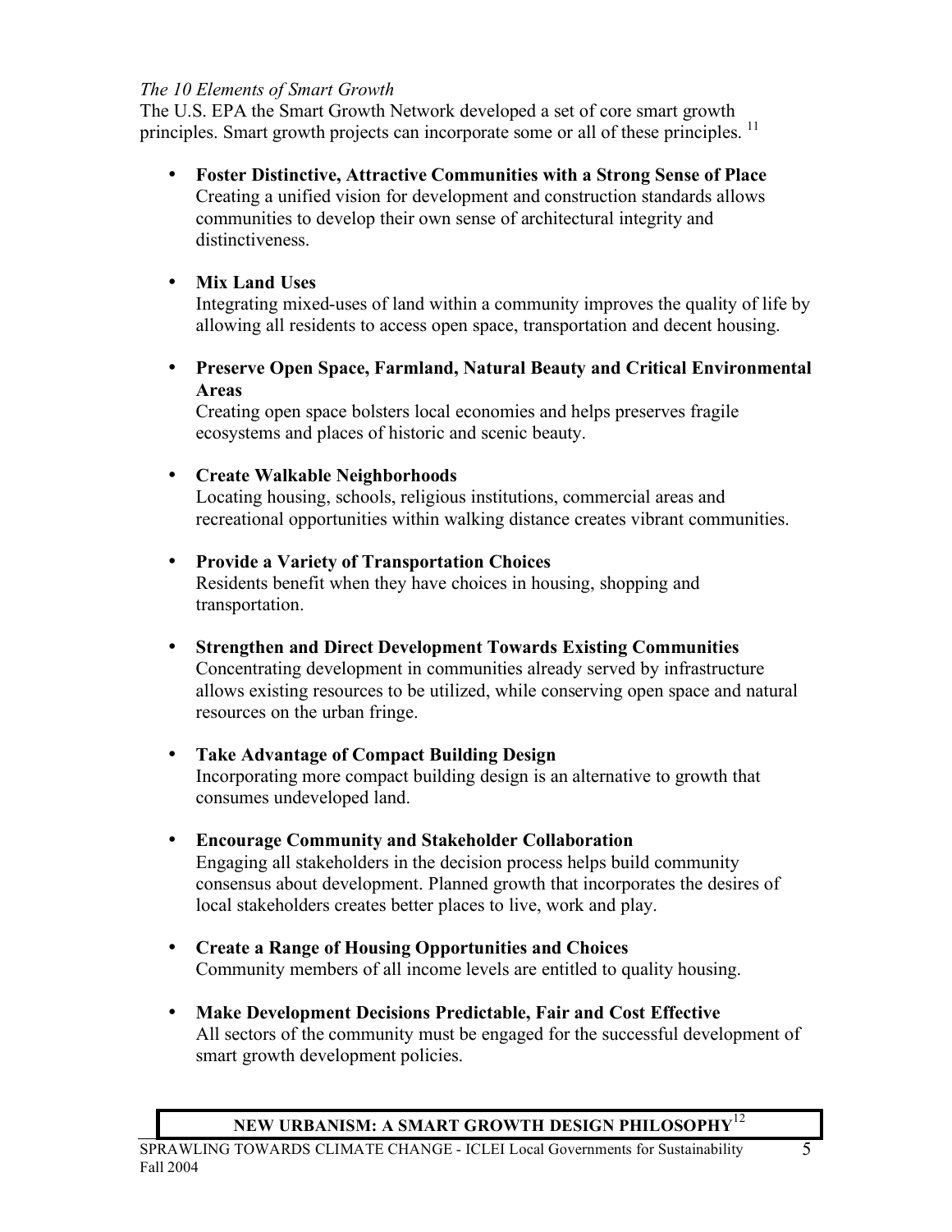*The 10 Elements of Smart Growth*

The U.S. EPA the Smart Growth Network developed a set of core smart growth principles. Smart growth projects can incorporate some or all of these principles. [11]

- **Foster Distinctive, Attractive Communities with a Strong Sense of Place**
  Creating a unified vision for development and construction standards allows communities to develop their own sense of architectural integrity and distinctiveness.

- **Mix Land Uses**
  Integrating mixed-uses of land within a community improves the quality of life by allowing all residents to access open space, transportation and decent housing.

- **Preserve Open Space, Farmland, Natural Beauty and Critical Environmental Areas**
  Creating open space bolsters local economies and helps preserves fragile ecosystems and places of historic and scenic beauty.

- **Create Walkable Neighborhoods**
  Locating housing, schools, religious institutions, commercial areas and recreational opportunities within walking distance creates vibrant communities.

- **Provide a Variety of Transportation Choices**
  Residents benefit when they have choices in housing, shopping and transportation.

- **Strengthen and Direct Development Towards Existing Communities**
  Concentrating development in communities already served by infrastructure allows existing resources to be utilized, while conserving open space and natural resources on the urban fringe.

- **Take Advantage of Compact Building Design**
  Incorporating more compact building design is an alternative to growth that consumes undeveloped land.

- **Encourage Community and Stakeholder Collaboration**
  Engaging all stakeholders in the decision process helps build community consensus about development. Planned growth that incorporates the desires of local stakeholders creates better places to live, work and play.

- **Create a Range of Housing Opportunities and Choices**
  Community members of all income levels are entitled to quality housing.

- **Make Development Decisions Predictable, Fair and Cost Effective**
  All sectors of the community must be engaged for the successful development of smart growth development policies.

**NEW URBANISM: A SMART GROWTH DESIGN PHILOSOPHY**[12]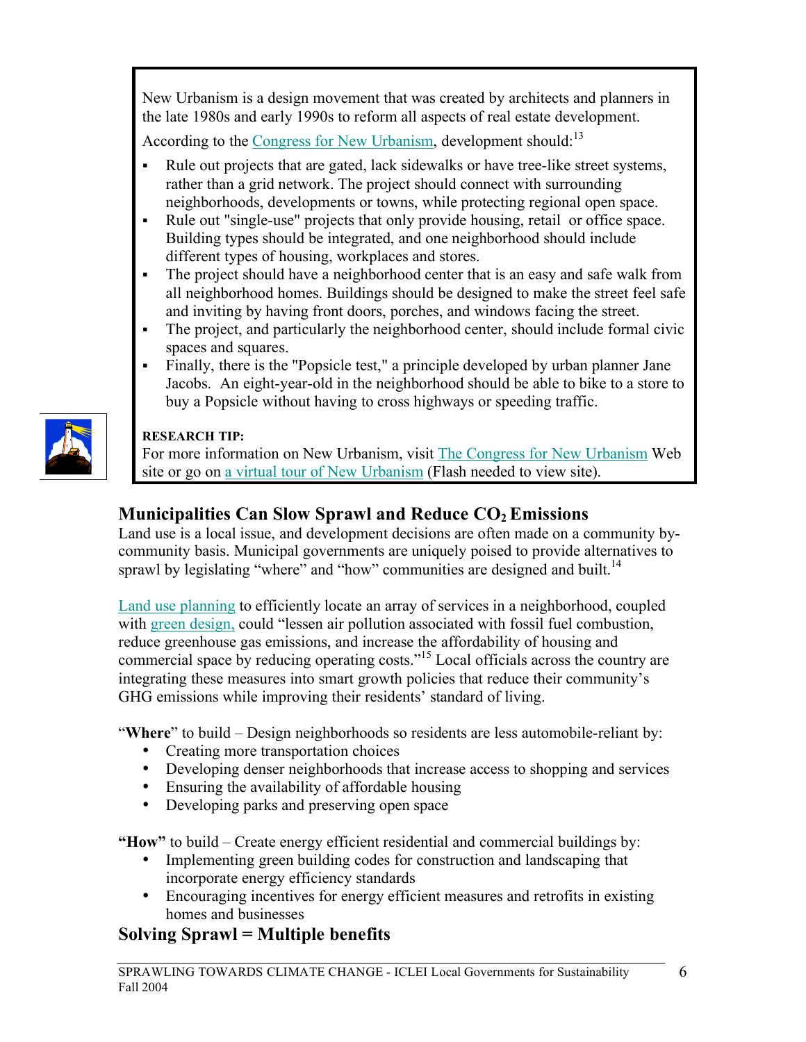New Urbanism is a design movement that was created by architects and planners in the late 1980s and early 1990s to reform all aspects of real estate development.

According to the Congress for New Urbanism, development should:[13]

- Rule out projects that are gated, lack sidewalks or have tree-like street systems, rather than a grid network. The project should connect with surrounding neighborhoods, developments or towns, while protecting regional open space.
- Rule out "single-use" projects that only provide housing, retail or office space. Building types should be integrated, and one neighborhood should include different types of housing, workplaces and stores.
- The project should have a neighborhood center that is an easy and safe walk from all neighborhood homes. Buildings should be designed to make the street feel safe and inviting by having front doors, porches, and windows facing the street.
- The project, and particularly the neighborhood center, should include formal civic spaces and squares.
- Finally, there is the "Popsicle test," a principle developed by urban planner Jane Jacobs. An eight-year-old in the neighborhood should be able to bike to a store to buy a Popsicle without having to cross highways or speeding traffic.

**RESEARCH TIP:**
For more information on New Urbanism, visit The Congress for New Urbanism Web site or go on a virtual tour of New Urbanism (Flash needed to view site).

## Municipalities Can Slow Sprawl and Reduce $CO_2$ Emissions

Land use is a local issue, and development decisions are often made on a community by-community basis. Municipal governments are uniquely poised to provide alternatives to sprawl by legislating "where" and "how" communities are designed and built.[14]

Land use planning to efficiently locate an array of services in a neighborhood, coupled with green design, could "lessen air pollution associated with fossil fuel combustion, reduce greenhouse gas emissions, and increase the affordability of housing and commercial space by reducing operating costs."[15] Local officials across the country are integrating these measures into smart growth policies that reduce their community's GHG emissions while improving their residents' standard of living.

"**Where**" to build – Design neighborhoods so residents are less automobile-reliant by:

- Creating more transportation choices
- Developing denser neighborhoods that increase access to shopping and services
- Ensuring the availability of affordable housing
- Developing parks and preserving open space

**"How"** to build – Create energy efficient residential and commercial buildings by:

- Implementing green building codes for construction and landscaping that incorporate energy efficiency standards
- Encouraging incentives for energy efficient measures and retrofits in existing homes and businesses

## Solving Sprawl = Multiple benefits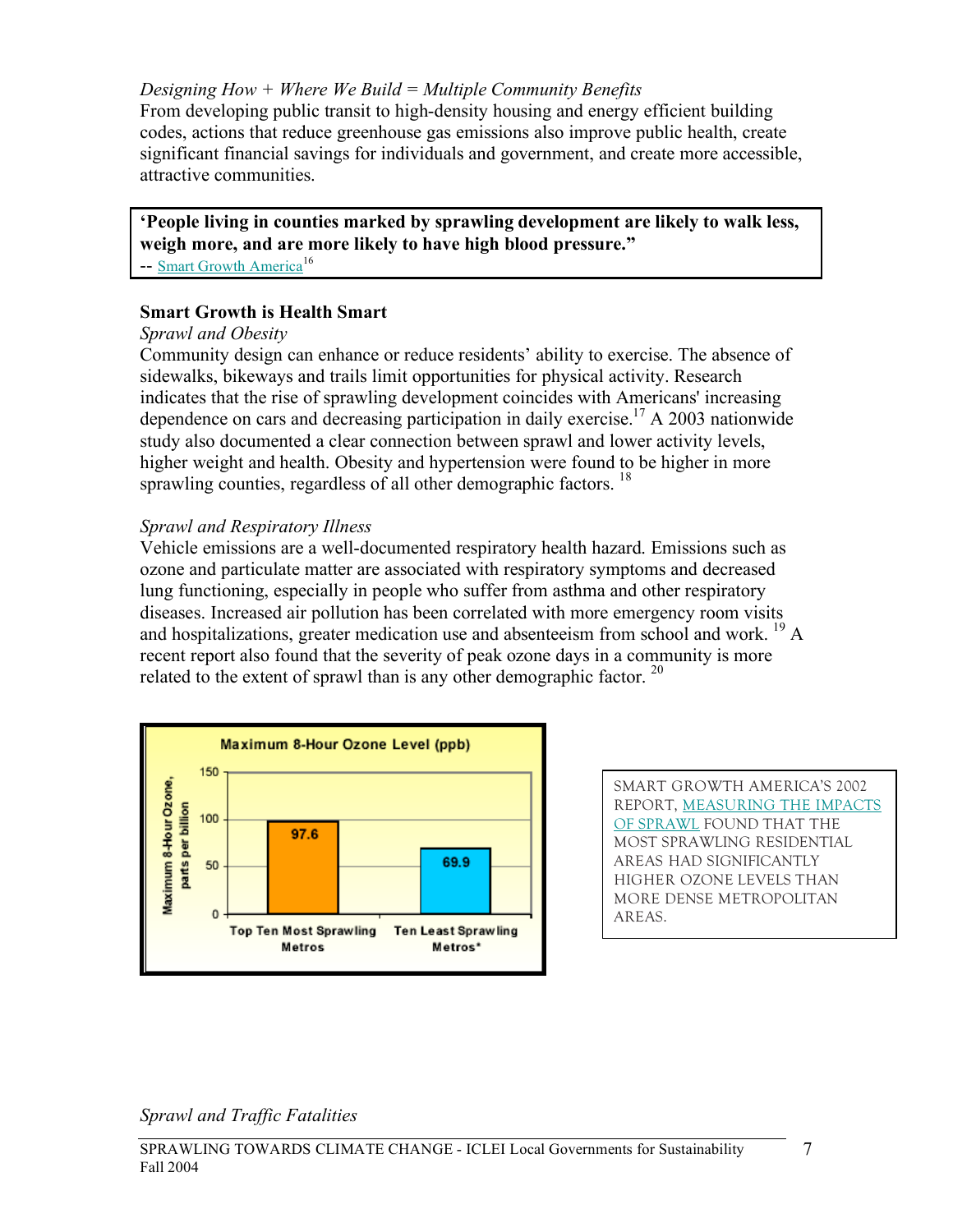*Designing How + Where We Build = Multiple Community Benefits*
From developing public transit to high-density housing and energy efficient building codes, actions that reduce greenhouse gas emissions also improve public health, create significant financial savings for individuals and government, and create more accessible, attractive communities.

> **'People living in counties marked by sprawling development are likely to walk less, weigh more, and are more likely to have high blood pressure."**
> -- Smart Growth America[16]

### Smart Growth is Health Smart

*Sprawl and Obesity*
Community design can enhance or reduce residents' ability to exercise. The absence of sidewalks, bikeways and trails limit opportunities for physical activity. Research indicates that the rise of sprawling development coincides with Americans' increasing dependence on cars and decreasing participation in daily exercise.[17] A 2003 nationwide study also documented a clear connection between sprawl and lower activity levels, higher weight and health. Obesity and hypertension were found to be higher in more sprawling counties, regardless of all other demographic factors. [18]

*Sprawl and Respiratory Illness*
Vehicle emissions are a well-documented respiratory health hazard. Emissions such as ozone and particulate matter are associated with respiratory symptoms and decreased lung functioning, especially in people who suffer from asthma and other respiratory diseases. Increased air pollution has been correlated with more emergency room visits and hospitalizations, greater medication use and absenteeism from school and work. [19] A recent report also found that the severity of peak ozone days in a community is more related to the extent of sprawl than is any other demographic factor. [20]

**Maximum 8-Hour Ozone Level (ppb)**

| | Maximum 8-Hour Ozone, parts per billion |
|---|---|
| Top Ten Most Sprawling Metros | 97.6 |
| Ten Least Sprawling Metros* | 69.9 |

SMART GROWTH AMERICA'S 2002 REPORT, MEASURING THE IMPACTS OF SPRAWL FOUND THAT THE MOST SPRAWLING RESIDENTIAL AREAS HAD SIGNIFICANTLY HIGHER OZONE LEVELS THAN MORE DENSE METROPOLITAN AREAS.

*Sprawl and Traffic Fatalities*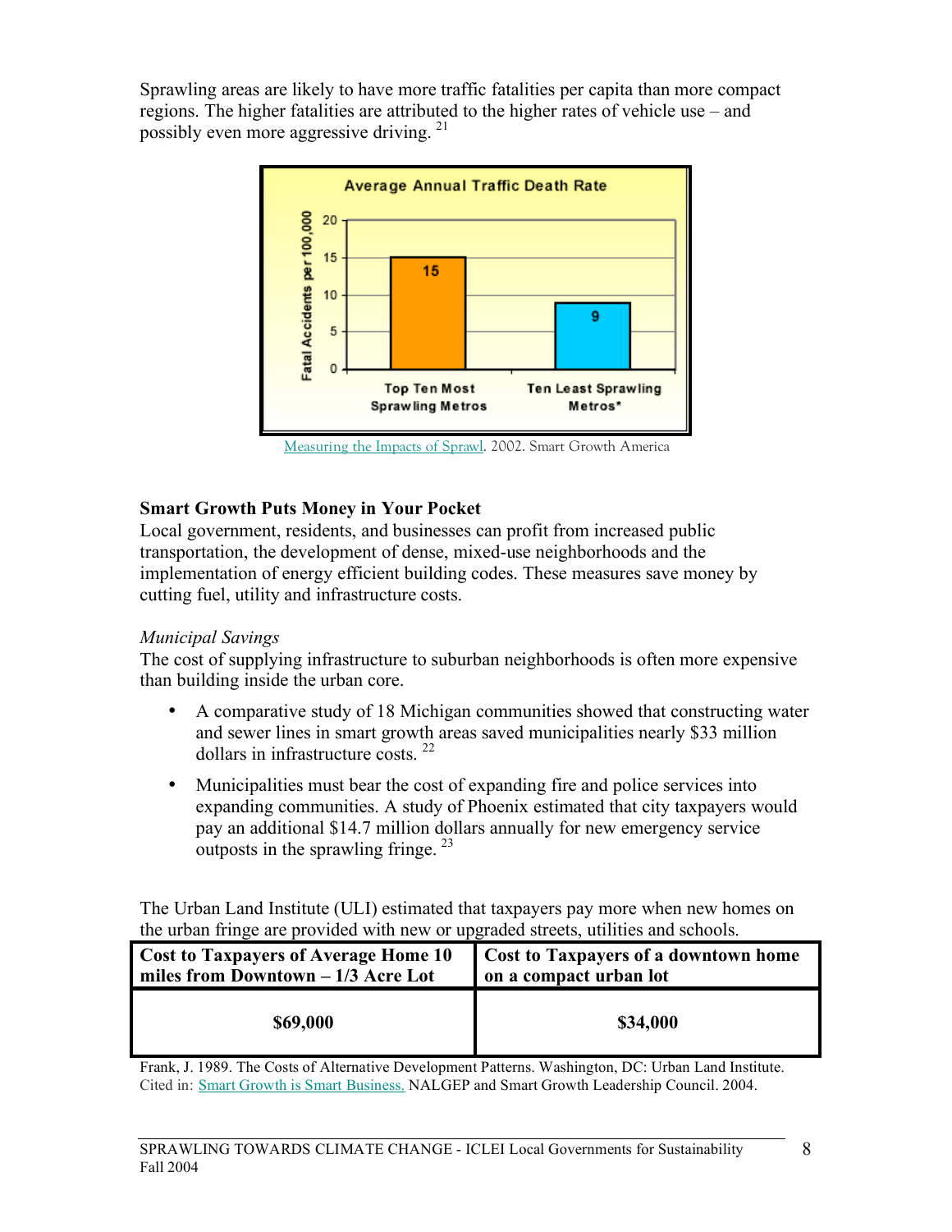Sprawling areas are likely to have more traffic fatalities per capita than more compact regions. The higher fatalities are attributed to the higher rates of vehicle use – and possibly even more aggressive driving. [21]

**Average Annual Traffic Death Rate**

| | Fatal Accidents per 100,000 |
|---|---|
| Top Ten Most Sprawling Metros | 15 |
| Ten Least Sprawling Metros* | 9 |

Measuring the Impacts of Sprawl. 2002. Smart Growth America

**Smart Growth Puts Money in Your Pocket**

Local government, residents, and businesses can profit from increased public transportation, the development of dense, mixed-use neighborhoods and the implementation of energy efficient building codes. These measures save money by cutting fuel, utility and infrastructure costs.

*Municipal Savings*

The cost of supplying infrastructure to suburban neighborhoods is often more expensive than building inside the urban core.

- A comparative study of 18 Michigan communities showed that constructing water and sewer lines in smart growth areas saved municipalities nearly $33 million dollars in infrastructure costs. [22]
- Municipalities must bear the cost of expanding fire and police services into expanding communities. A study of Phoenix estimated that city taxpayers would pay an additional $14.7 million dollars annually for new emergency service outposts in the sprawling fringe. [23]

The Urban Land Institute (ULI) estimated that taxpayers pay more when new homes on the urban fringe are provided with new or upgraded streets, utilities and schools.

| Cost to Taxpayers of Average Home 10 miles from Downtown – 1/3 Acre Lot | Cost to Taxpayers of a downtown home on a compact urban lot |
|---|---|
| **$69,000** | **$34,000** |

Frank, J. 1989. The Costs of Alternative Development Patterns. Washington, DC: Urban Land Institute. Cited in: Smart Growth is Smart Business. NALGEP and Smart Growth Leadership Council. 2004.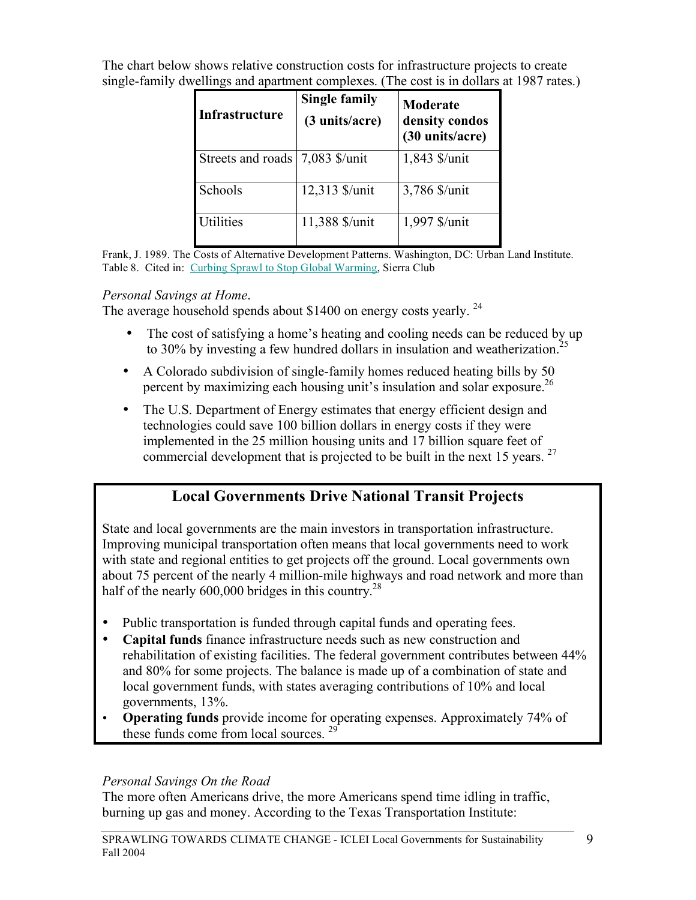The chart below shows relative construction costs for infrastructure projects to create single-family dwellings and apartment complexes. (The cost is in dollars at 1987 rates.)

| Infrastructure | Single family (3 units/acre) | Moderate density condos (30 units/acre) |
|---|---|---|
| Streets and roads | 7,083 $/unit | 1,843 $/unit |
| Schools | 12,313 $/unit | 3,786 $/unit |
| Utilities | 11,388 $/unit | 1,997 $/unit |

Frank, J. 1989. The Costs of Alternative Development Patterns. Washington, DC: Urban Land Institute. Table 8. Cited in: Curbing Sprawl to Stop Global Warming, Sierra Club

*Personal Savings at Home*.
The average household spends about $1400 on energy costs yearly. [24]

- The cost of satisfying a home's heating and cooling needs can be reduced by up to 30% by investing a few hundred dollars in insulation and weatherization.[25]
- A Colorado subdivision of single-family homes reduced heating bills by 50 percent by maximizing each housing unit's insulation and solar exposure.[26]
- The U.S. Department of Energy estimates that energy efficient design and technologies could save 100 billion dollars in energy costs if they were implemented in the 25 million housing units and 17 billion square feet of commercial development that is projected to be built in the next 15 years. [27]

## Local Governments Drive National Transit Projects

State and local governments are the main investors in transportation infrastructure. Improving municipal transportation often means that local governments need to work with state and regional entities to get projects off the ground. Local governments own about 75 percent of the nearly 4 million-mile highways and road network and more than half of the nearly 600,000 bridges in this country.[28]

- Public transportation is funded through capital funds and operating fees.
- **Capital funds** finance infrastructure needs such as new construction and rehabilitation of existing facilities. The federal government contributes between 44% and 80% for some projects. The balance is made up of a combination of state and local government funds, with states averaging contributions of 10% and local governments, 13%.
- **Operating funds** provide income for operating expenses. Approximately 74% of these funds come from local sources. [29]

*Personal Savings On the Road*
The more often Americans drive, the more Americans spend time idling in traffic, burning up gas and money. According to the Texas Transportation Institute: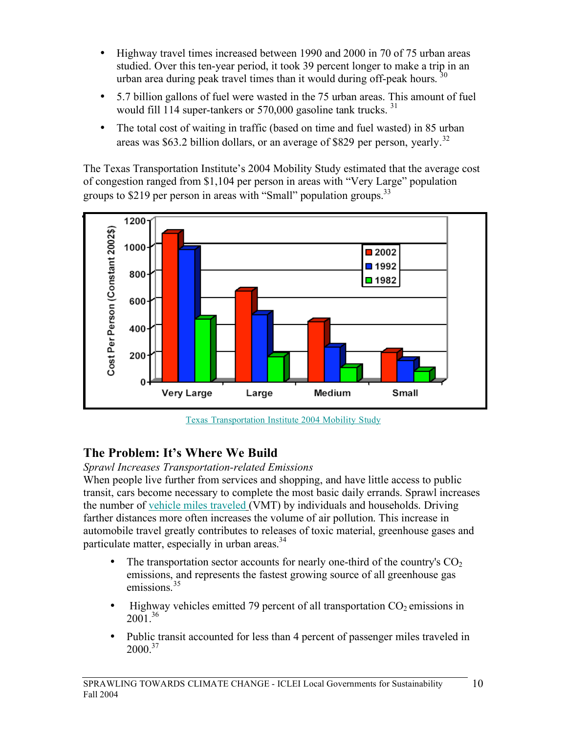- Highway travel times increased between 1990 and 2000 in 70 of 75 urban areas studied. Over this ten-year period, it took 39 percent longer to make a trip in an urban area during peak travel times than it would during off-peak hours.[30]
- 5.7 billion gallons of fuel were wasted in the 75 urban areas. This amount of fuel would fill 114 super-tankers or 570,000 gasoline tank trucks.[31]
- The total cost of waiting in traffic (based on time and fuel wasted) in 85 urban areas was $63.2 billion dollars, or an average of $829 per person, yearly.[32]

The Texas Transportation Institute's 2004 Mobility Study estimated that the average cost of congestion ranged from $1,104 per person in areas with "Very Large" population groups to $219 per person in areas with "Small" population groups.[33]

Texas Transportation Institute 2004 Mobility Study

## The Problem: It's Where We Build

*Sprawl Increases Transportation-related Emissions*

When people live further from services and shopping, and have little access to public transit, cars become necessary to complete the most basic daily errands. Sprawl increases the number of vehicle miles traveled (VMT) by individuals and households. Driving farther distances more often increases the volume of air pollution. This increase in automobile travel greatly contributes to releases of toxic material, greenhouse gases and particulate matter, especially in urban areas.[34]

- The transportation sector accounts for nearly one-third of the country's $CO_2$ emissions, and represents the fastest growing source of all greenhouse gas emissions.[35]
- Highway vehicles emitted 79 percent of all transportation $CO_2$ emissions in 2001.[36]
- Public transit accounted for less than 4 percent of passenger miles traveled in 2000.[37]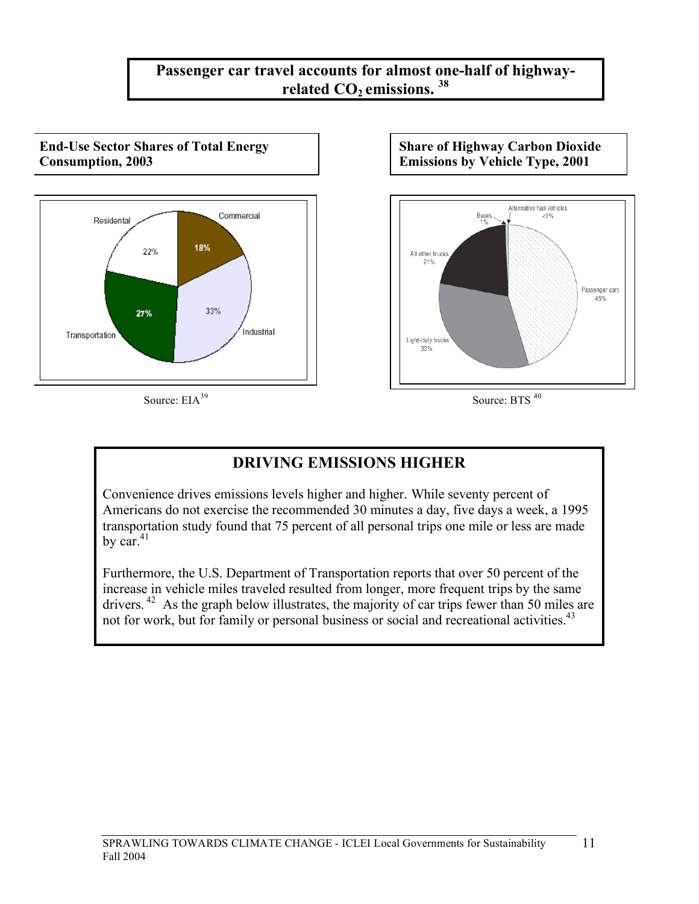**Passenger car travel accounts for almost one-half of highway-related $CO_2$ emissions.** [38]

**End-Use Sector Shares of Total Energy Consumption, 2003**

| Sector | Share |
| --- | --- |
| Residental | 22% |
| Commercial | 18% |
| Industrial | 33% |
| Transportation | 27% |

Source: EIA[39]

**Share of Highway Carbon Dioxide Emissions by Vehicle Type, 2001**

| Vehicle Type | Share |
| --- | --- |
| Passenger cars | 45% |
| Light-duty trucks | 33% |
| All other trucks | 21% |
| Buses | 1% |
| Alternative fuel vehicles | <1% |

Source: BTS [40]

## DRIVING EMISSIONS HIGHER

Convenience drives emissions levels higher and higher. While seventy percent of Americans do not exercise the recommended 30 minutes a day, five days a week, a 1995 transportation study found that 75 percent of all personal trips one mile or less are made by car.[41]

Furthermore, the U.S. Department of Transportation reports that over 50 percent of the increase in vehicle miles traveled resulted from longer, more frequent trips by the same drivers.[42] As the graph below illustrates, the majority of car trips fewer than 50 miles are not for work, but for family or personal business or social and recreational activities.[43]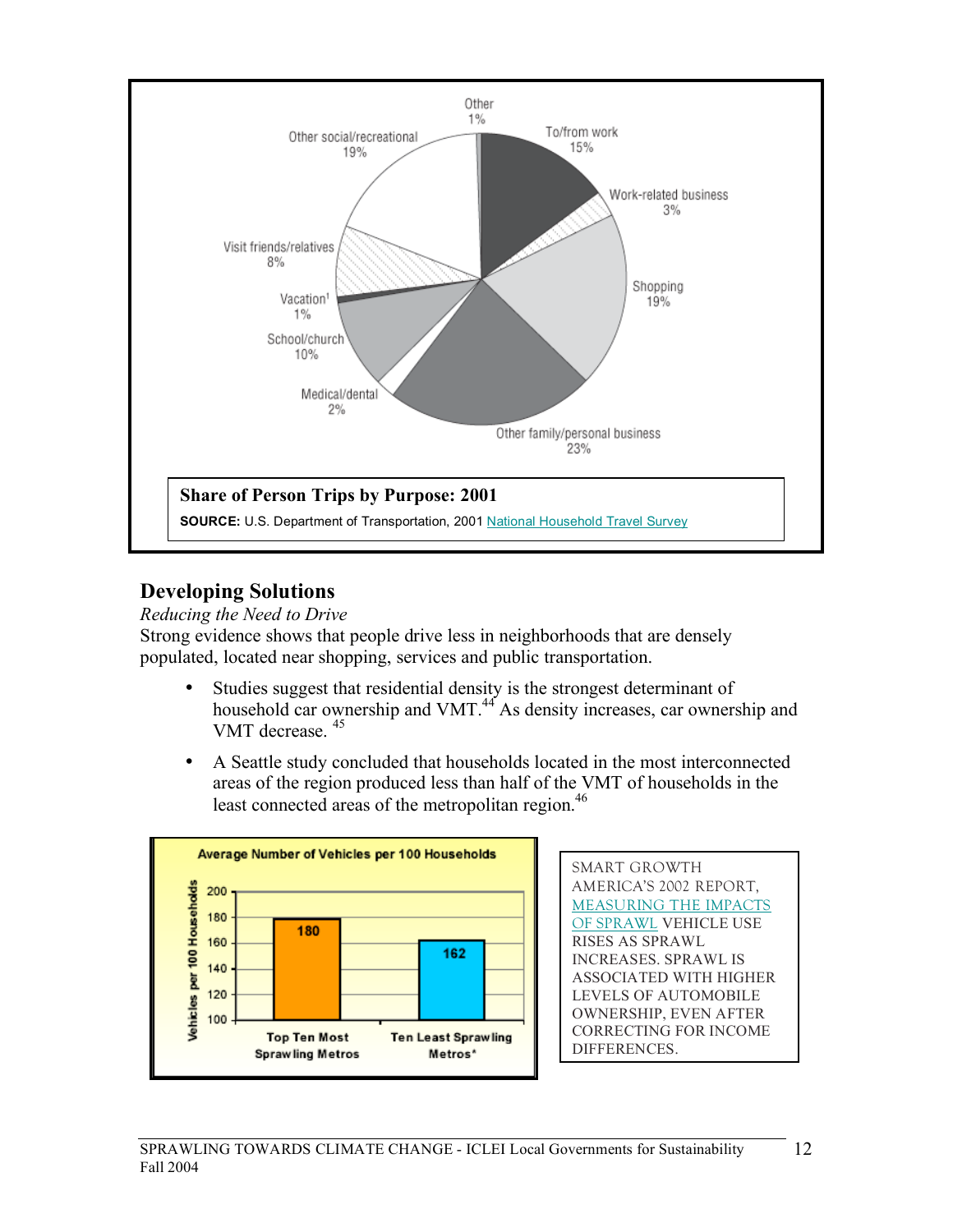Other social/recreational 19%
Other 1%
To/from work 15%
Work-related business 3%
Visit friends/relatives 8%
Shopping 19%
Vacation[1] 1%
School/church 10%
Medical/dental 2%
Other family/personal business 23%

**Share of Person Trips by Purpose: 2001**

**SOURCE:** U.S. Department of Transportation, 2001 National Household Travel Survey

## Developing Solutions

*Reducing the Need to Drive*

Strong evidence shows that people drive less in neighborhoods that are densely populated, located near shopping, services and public transportation.

- Studies suggest that residential density is the strongest determinant of household car ownership and VMT.[44] As density increases, car ownership and VMT decrease. [45]
- A Seattle study concluded that households located in the most interconnected areas of the region produced less than half of the VMT of households in the least connected areas of the metropolitan region.[46]

**Average Number of Vehicles per 100 Households**

| | Vehicles per 100 Households |
|---|---|
| Top Ten Most Sprawling Metros | 180 |
| Ten Least Sprawling Metros* | 162 |

SMART GROWTH AMERICA'S 2002 REPORT, MEASURING THE IMPACTS OF SPRAWL VEHICLE USE RISES AS SPRAWL INCREASES. SPRAWL IS ASSOCIATED WITH HIGHER LEVELS OF AUTOMOBILE OWNERSHIP, EVEN AFTER CORRECTING FOR INCOME DIFFERENCES.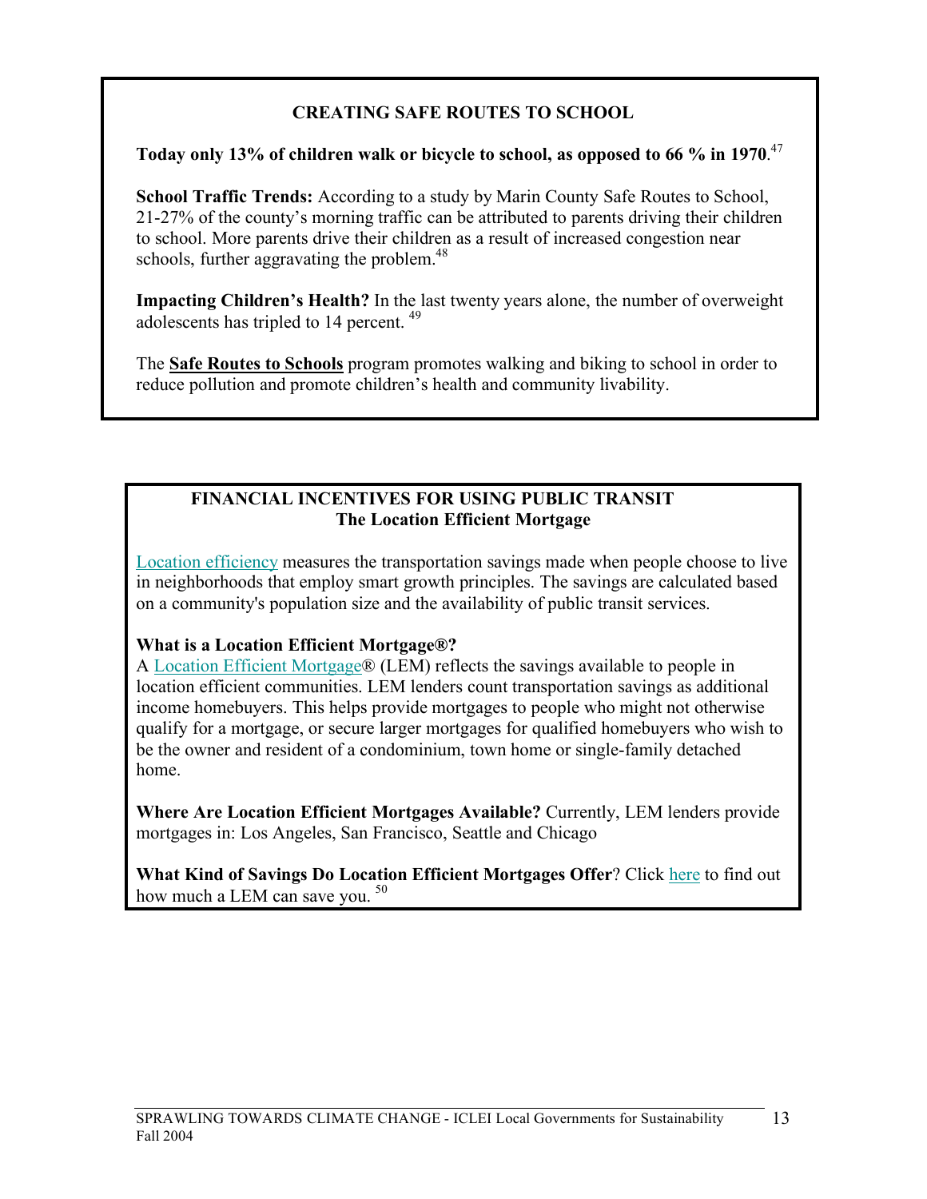## CREATING SAFE ROUTES TO SCHOOL

**Today only 13% of children walk or bicycle to school, as opposed to 66 % in 1970**.[47]

**School Traffic Trends:** According to a study by Marin County Safe Routes to School, 21-27% of the county's morning traffic can be attributed to parents driving their children to school. More parents drive their children as a result of increased congestion near schools, further aggravating the problem.[48]

**Impacting Children's Health?** In the last twenty years alone, the number of overweight adolescents has tripled to 14 percent. [49]

The **Safe Routes to Schools** program promotes walking and biking to school in order to reduce pollution and promote children's health and community livability.

## FINANCIAL INCENTIVES FOR USING PUBLIC TRANSIT
### The Location Efficient Mortgage

Location efficiency measures the transportation savings made when people choose to live in neighborhoods that employ smart growth principles. The savings are calculated based on a community's population size and the availability of public transit services.

**What is a Location Efficient Mortgage®?**
A Location Efficient Mortgage® (LEM) reflects the savings available to people in location efficient communities. LEM lenders count transportation savings as additional income homebuyers. This helps provide mortgages to people who might not otherwise qualify for a mortgage, or secure larger mortgages for qualified homebuyers who wish to be the owner and resident of a condominium, town home or single-family detached home.

**Where Are Location Efficient Mortgages Available?** Currently, LEM lenders provide mortgages in: Los Angeles, San Francisco, Seattle and Chicago

**What Kind of Savings Do Location Efficient Mortgages Offer**? Click here to find out how much a LEM can save you. [50]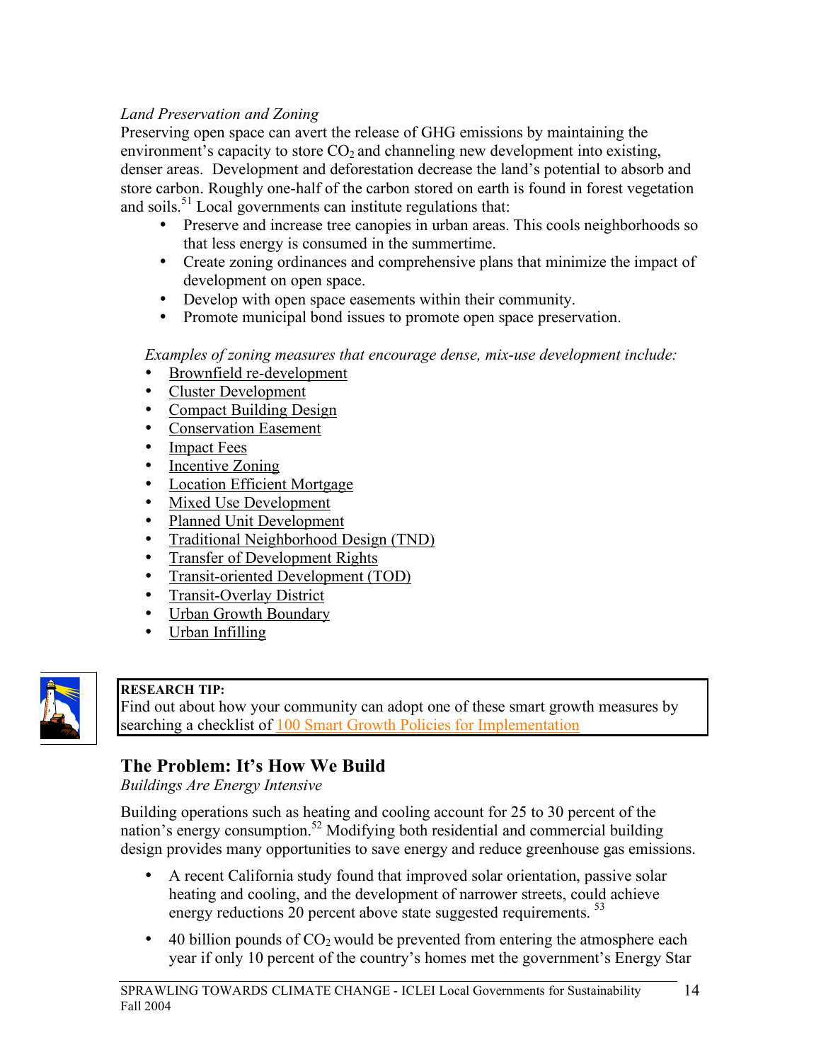*Land Preservation and Zoning*

Preserving open space can avert the release of GHG emissions by maintaining the environment's capacity to store $CO_2$ and channeling new development into existing, denser areas. Development and deforestation decrease the land's potential to absorb and store carbon. Roughly one-half of the carbon stored on earth is found in forest vegetation and soils.[51] Local governments can institute regulations that:

- Preserve and increase tree canopies in urban areas. This cools neighborhoods so that less energy is consumed in the summertime.
- Create zoning ordinances and comprehensive plans that minimize the impact of development on open space.
- Develop with open space easements within their community.
- Promote municipal bond issues to promote open space preservation.

*Examples of zoning measures that encourage dense, mix-use development include:*

- Brownfield re-development
- Cluster Development
- Compact Building Design
- Conservation Easement
- Impact Fees
- Incentive Zoning
- Location Efficient Mortgage
- Mixed Use Development
- Planned Unit Development
- Traditional Neighborhood Design (TND)
- Transfer of Development Rights
- Transit-oriented Development (TOD)
- Transit-Overlay District
- Urban Growth Boundary
- Urban Infilling

**RESEARCH TIP:**
Find out about how your community can adopt one of these smart growth measures by searching a checklist of 100 Smart Growth Policies for Implementation

## The Problem: It's How We Build

*Buildings Are Energy Intensive*

Building operations such as heating and cooling account for 25 to 30 percent of the nation's energy consumption.[52] Modifying both residential and commercial building design provides many opportunities to save energy and reduce greenhouse gas emissions.

- A recent California study found that improved solar orientation, passive solar heating and cooling, and the development of narrower streets, could achieve energy reductions 20 percent above state suggested requirements.[53]
- 40 billion pounds of $CO_2$ would be prevented from entering the atmosphere each year if only 10 percent of the country's homes met the government's Energy Star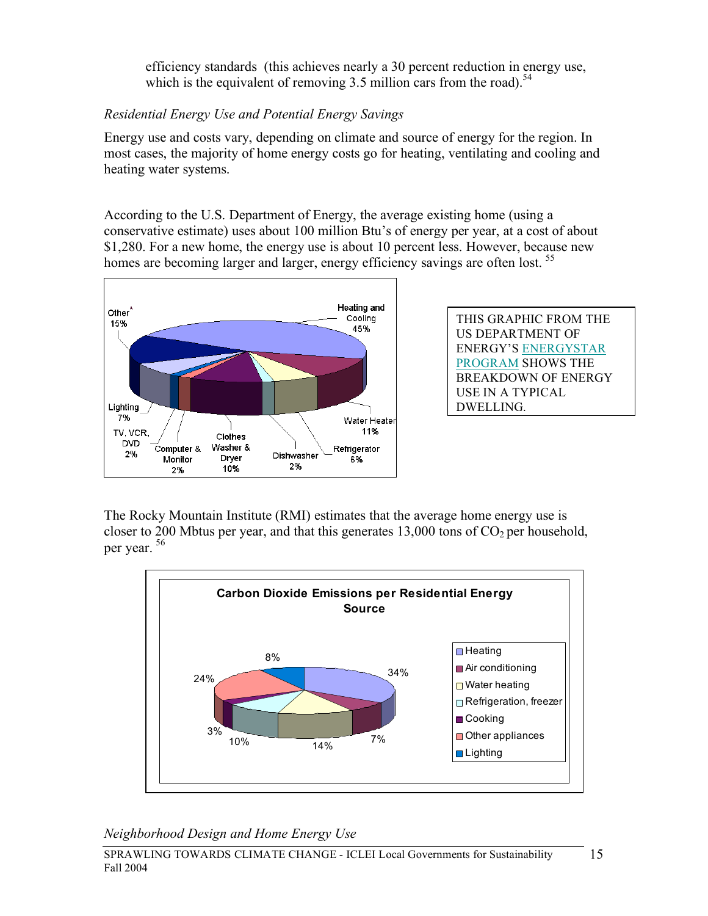efficiency standards (this achieves nearly a 30 percent reduction in energy use, which is the equivalent of removing 3.5 million cars from the road).[54]

*Residential Energy Use and Potential Energy Savings*

Energy use and costs vary, depending on climate and source of energy for the region. In most cases, the majority of home energy costs go for heating, ventilating and cooling and heating water systems.

According to the U.S. Department of Energy, the average existing home (using a conservative estimate) uses about 100 million Btu's of energy per year, at a cost of about $1,280. For a new home, the energy use is about 10 percent less. However, because new homes are becoming larger and larger, energy efficiency savings are often lost. [55]

Other* 15%
Heating and Cooling 45%
Lighting 7%
TV, VCR, DVD 2%
Computer & Monitor 2%
Clothes Washer & Dryer 10%
Dishwasher 2%
Refrigerator 6%
Water Heater 11%

THIS GRAPHIC FROM THE US DEPARTMENT OF ENERGY'S ENERGYSTAR PROGRAM SHOWS THE BREAKDOWN OF ENERGY USE IN A TYPICAL DWELLING.

The Rocky Mountain Institute (RMI) estimates that the average home energy use is closer to 200 Mbtus per year, and that this generates 13,000 tons of $CO_2$ per household, per year. [56]

**Carbon Dioxide Emissions per Residential Energy Source**

- Heating 34%
- Air conditioning 7%
- Water heating 14%
- Refrigeration, freezer 10%
- Cooking 3%
- Other appliances 24%
- Lighting 8%

*Neighborhood Design and Home Energy Use*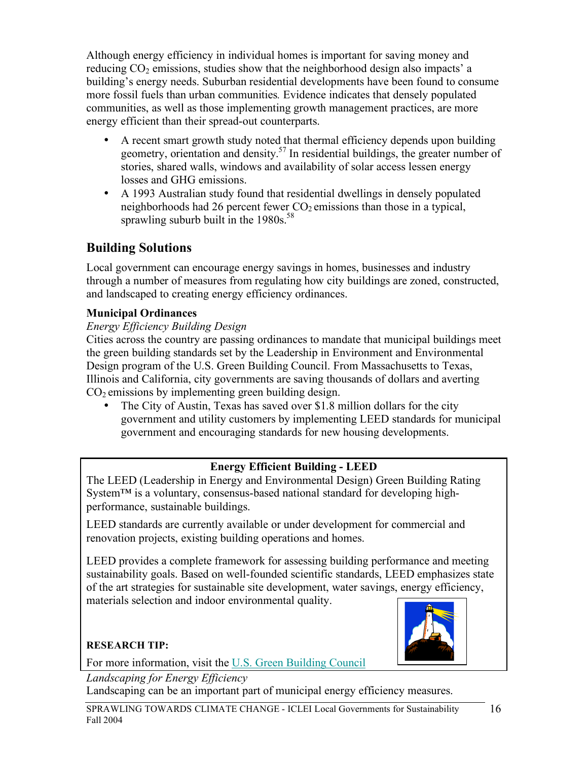Although energy efficiency in individual homes is important for saving money and reducing $CO_2$ emissions, studies show that the neighborhood design also impacts' a building's energy needs. Suburban residential developments have been found to consume more fossil fuels than urban communities. Evidence indicates that densely populated communities, as well as those implementing growth management practices, are more energy efficient than their spread-out counterparts.

- A recent smart growth study noted that thermal efficiency depends upon building geometry, orientation and density.[57] In residential buildings, the greater number of stories, shared walls, windows and availability of solar access lessen energy losses and GHG emissions.
- A 1993 Australian study found that residential dwellings in densely populated neighborhoods had 26 percent fewer $CO_2$ emissions than those in a typical, sprawling suburb built in the 1980s.[58]

## Building Solutions

Local government can encourage energy savings in homes, businesses and industry through a number of measures from regulating how city buildings are zoned, constructed, and landscaped to creating energy efficiency ordinances.

### Municipal Ordinances

*Energy Efficiency Building Design*

Cities across the country are passing ordinances to mandate that municipal buildings meet the green building standards set by the Leadership in Environment and Environmental Design program of the U.S. Green Building Council. From Massachusetts to Texas, Illinois and California, city governments are saving thousands of dollars and averting $CO_2$ emissions by implementing green building design.

- The City of Austin, Texas has saved over $1.8 million dollars for the city government and utility customers by implementing LEED standards for municipal government and encouraging standards for new housing developments.

**Energy Efficient Building - LEED**

The LEED (Leadership in Energy and Environmental Design) Green Building Rating System™ is a voluntary, consensus-based national standard for developing high-performance, sustainable buildings.

LEED standards are currently available or under development for commercial and renovation projects, existing building operations and homes.

LEED provides a complete framework for assessing building performance and meeting sustainability goals. Based on well-founded scientific standards, LEED emphasizes state of the art strategies for sustainable site development, water savings, energy efficiency, materials selection and indoor environmental quality.

**RESEARCH TIP:**

For more information, visit the U.S. Green Building Council

*Landscaping for Energy Efficiency*

Landscaping can be an important part of municipal energy efficiency measures.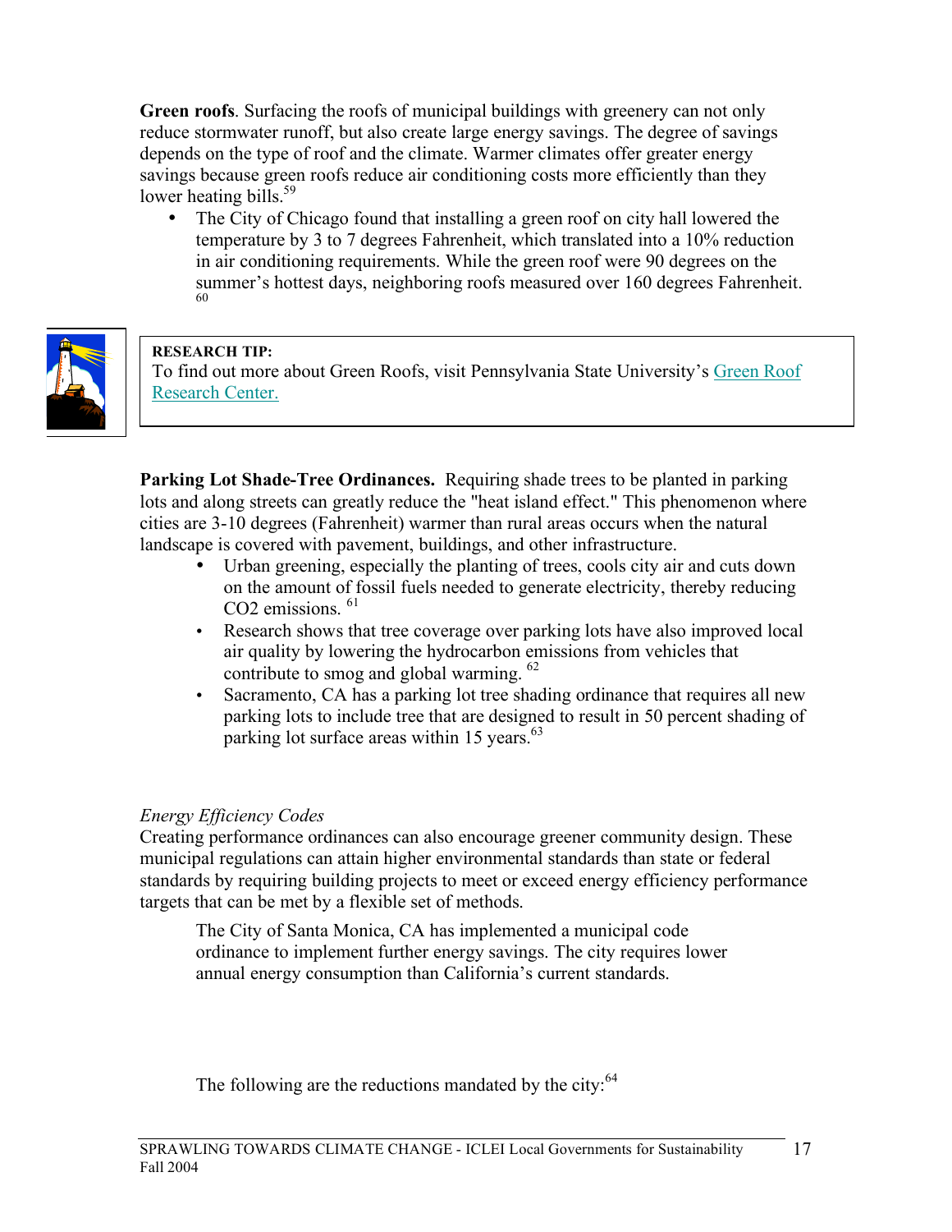**Green roofs**. Surfacing the roofs of municipal buildings with greenery can not only reduce stormwater runoff, but also create large energy savings. The degree of savings depends on the type of roof and the climate. Warmer climates offer greater energy savings because green roofs reduce air conditioning costs more efficiently than they lower heating bills.[59]

- The City of Chicago found that installing a green roof on city hall lowered the temperature by 3 to 7 degrees Fahrenheit, which translated into a 10% reduction in air conditioning requirements. While the green roof were 90 degrees on the summer's hottest days, neighboring roofs measured over 160 degrees Fahrenheit. [60]

> **RESEARCH TIP:**
> To find out more about Green Roofs, visit Pennsylvania State University's Green Roof Research Center.

**Parking Lot Shade-Tree Ordinances.** Requiring shade trees to be planted in parking lots and along streets can greatly reduce the "heat island effect." This phenomenon where cities are 3-10 degrees (Fahrenheit) warmer than rural areas occurs when the natural landscape is covered with pavement, buildings, and other infrastructure.

- Urban greening, especially the planting of trees, cools city air and cuts down on the amount of fossil fuels needed to generate electricity, thereby reducing $CO_2$ emissions. [61]
- Research shows that tree coverage over parking lots have also improved local air quality by lowering the hydrocarbon emissions from vehicles that contribute to smog and global warming. [62]
- Sacramento, CA has a parking lot tree shading ordinance that requires all new parking lots to include tree that are designed to result in 50 percent shading of parking lot surface areas within 15 years.[63]

*Energy Efficiency Codes*

Creating performance ordinances can also encourage greener community design. These municipal regulations can attain higher environmental standards than state or federal standards by requiring building projects to meet or exceed energy efficiency performance targets that can be met by a flexible set of methods.

The City of Santa Monica, CA has implemented a municipal code ordinance to implement further energy savings. The city requires lower annual energy consumption than California's current standards.

The following are the reductions mandated by the city:[64]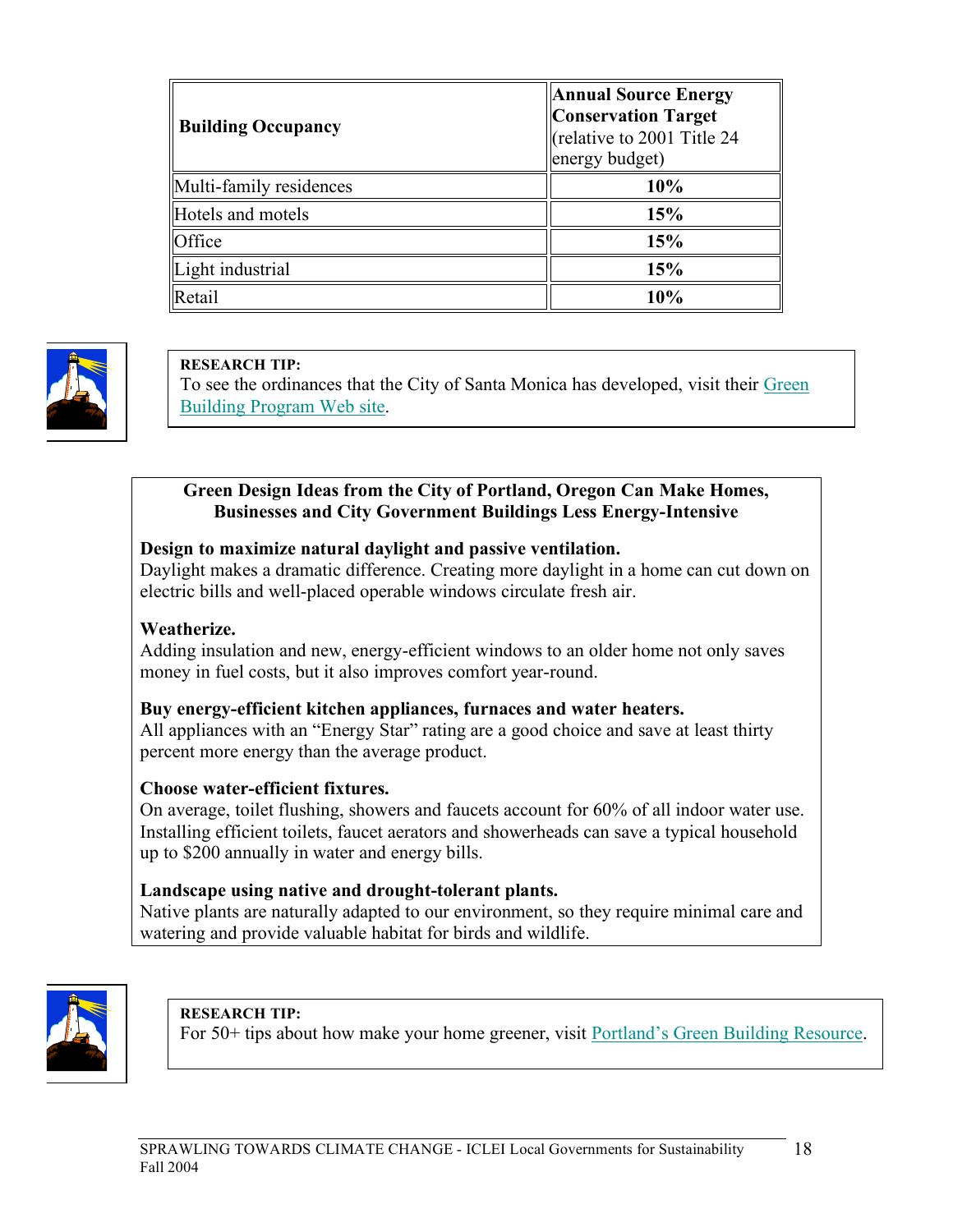| Building Occupancy | **Annual Source Energy Conservation Target** (relative to 2001 Title 24 energy budget) |
|---|---|
| Multi-family residences | **10%** |
| Hotels and motels | **15%** |
| Office | **15%** |
| Light industrial | **15%** |
| Retail | **10%** |

**RESEARCH TIP:**
To see the ordinances that the City of Santa Monica has developed, visit their Green Building Program Web site.

**Green Design Ideas from the City of Portland, Oregon Can Make Homes, Businesses and City Government Buildings Less Energy-Intensive**

**Design to maximize natural daylight and passive ventilation.**
Daylight makes a dramatic difference. Creating more daylight in a home can cut down on electric bills and well-placed operable windows circulate fresh air.

**Weatherize.**
Adding insulation and new, energy-efficient windows to an older home not only saves money in fuel costs, but it also improves comfort year-round.

**Buy energy-efficient kitchen appliances, furnaces and water heaters.**
All appliances with an "Energy Star" rating are a good choice and save at least thirty percent more energy than the average product.

**Choose water-efficient fixtures.**
On average, toilet flushing, showers and faucets account for 60% of all indoor water use. Installing efficient toilets, faucet aerators and showerheads can save a typical household up to $200 annually in water and energy bills.

**Landscape using native and drought-tolerant plants.**
Native plants are naturally adapted to our environment, so they require minimal care and watering and provide valuable habitat for birds and wildlife.

**RESEARCH TIP:**
For 50+ tips about how make your home greener, visit Portland's Green Building Resource.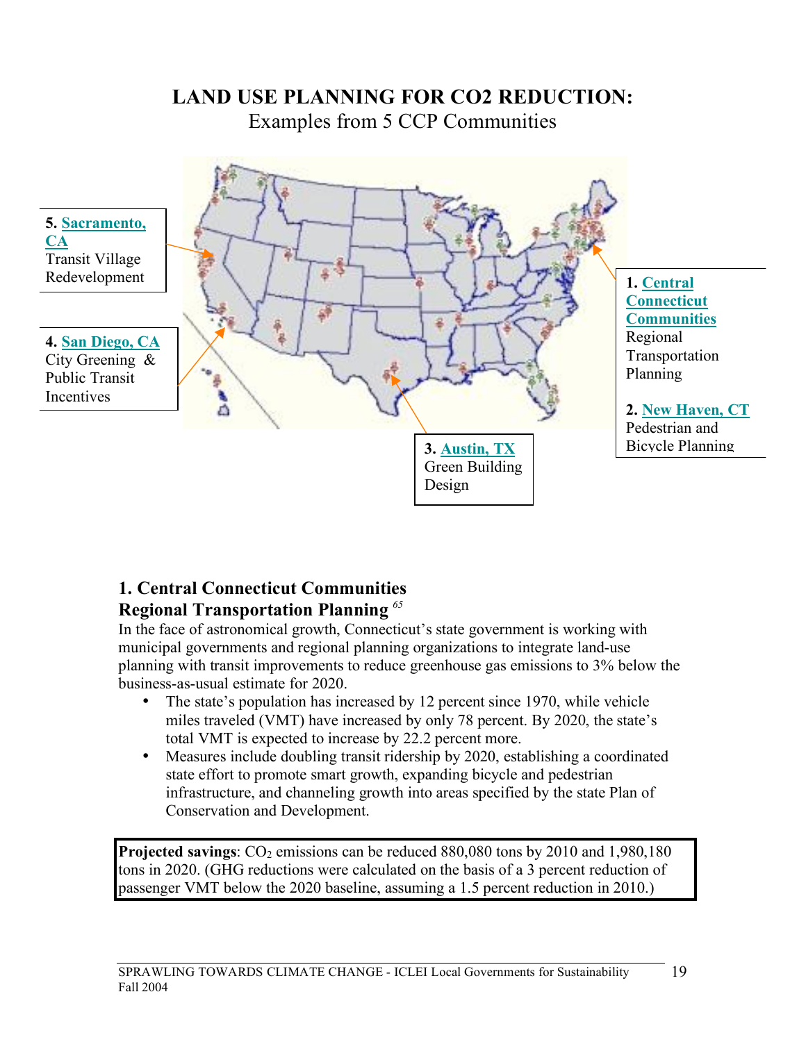# LAND USE PLANNING FOR CO2 REDUCTION:

Examples from 5 CCP Communities

**5. Sacramento, CA**
Transit Village Redevelopment

**4. San Diego, CA**
City Greening & Public Transit Incentives

**3. Austin, TX**
Green Building Design

**1. Central Connecticut Communities**
Regional Transportation Planning

**2. New Haven, CT**
Pedestrian and Bicycle Planning

## 1. Central Connecticut Communities

### Regional Transportation Planning [65]

In the face of astronomical growth, Connecticut's state government is working with municipal governments and regional planning organizations to integrate land-use planning with transit improvements to reduce greenhouse gas emissions to 3% below the business-as-usual estimate for 2020.

- The state's population has increased by 12 percent since 1970, while vehicle miles traveled (VMT) have increased by only 78 percent. By 2020, the state's total VMT is expected to increase by 22.2 percent more.
- Measures include doubling transit ridership by 2020, establishing a coordinated state effort to promote smart growth, expanding bicycle and pedestrian infrastructure, and channeling growth into areas specified by the state Plan of Conservation and Development.

**Projected savings**: $CO_2$ emissions can be reduced 880,080 tons by 2010 and 1,980,180 tons in 2020. (GHG reductions were calculated on the basis of a 3 percent reduction of passenger VMT below the 2020 baseline, assuming a 1.5 percent reduction in 2010.)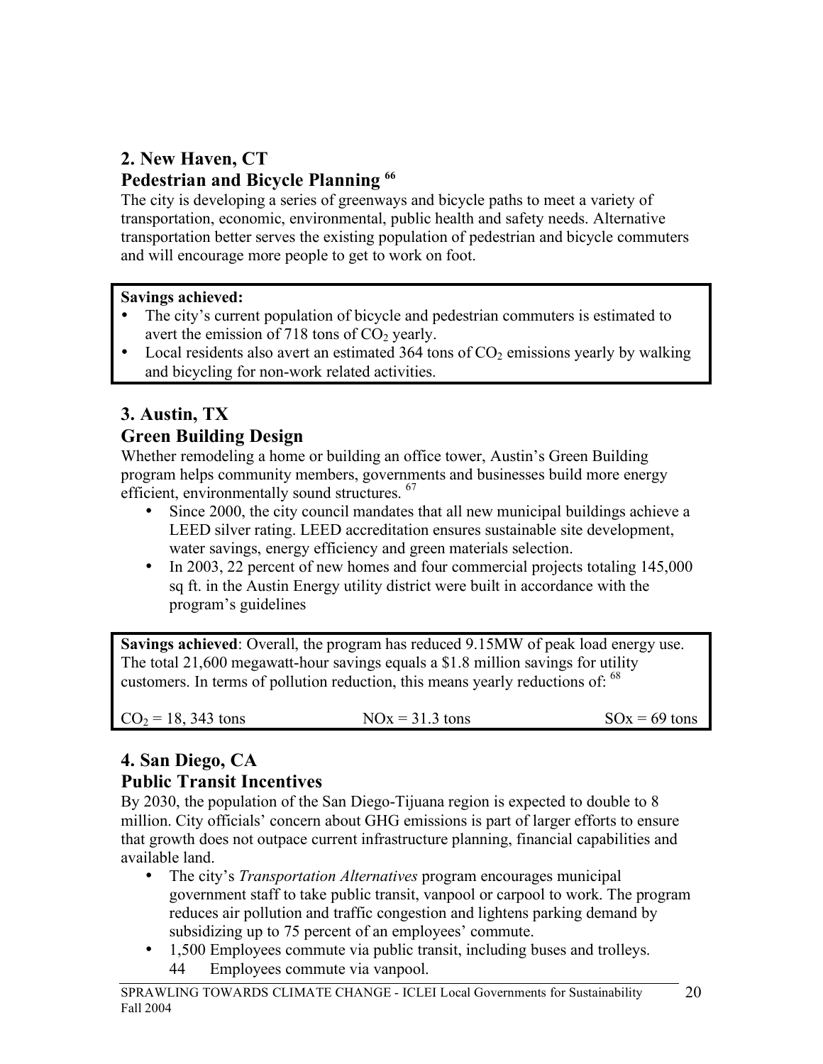## 2. New Haven, CT
## Pedestrian and Bicycle Planning [66]

The city is developing a series of greenways and bicycle paths to meet a variety of transportation, economic, environmental, public health and safety needs. Alternative transportation better serves the existing population of pedestrian and bicycle commuters and will encourage more people to get to work on foot.

**Savings achieved:**

- The city's current population of bicycle and pedestrian commuters is estimated to avert the emission of 718 tons of $CO_2$ yearly.
- Local residents also avert an estimated 364 tons of $CO_2$ emissions yearly by walking and bicycling for non-work related activities.

## 3. Austin, TX
## Green Building Design

Whether remodeling a home or building an office tower, Austin's Green Building program helps community members, governments and businesses build more energy efficient, environmentally sound structures. [67]

- Since 2000, the city council mandates that all new municipal buildings achieve a LEED silver rating. LEED accreditation ensures sustainable site development, water savings, energy efficiency and green materials selection.
- In 2003, 22 percent of new homes and four commercial projects totaling 145,000 sq ft. in the Austin Energy utility district were built in accordance with the program's guidelines

**Savings achieved**: Overall, the program has reduced 9.15MW of peak load energy use. The total 21,600 megawatt-hour savings equals a $1.8 million savings for utility customers. In terms of pollution reduction, this means yearly reductions of: [68]

$CO_2$ = 18, 343 tons NOx = 31.3 tons SOx = 69 tons

## 4. San Diego, CA
## Public Transit Incentives

By 2030, the population of the San Diego-Tijuana region is expected to double to 8 million. City officials' concern about GHG emissions is part of larger efforts to ensure that growth does not outpace current infrastructure planning, financial capabilities and available land.

- The city's *Transportation Alternatives* program encourages municipal government staff to take public transit, vanpool or carpool to work. The program reduces air pollution and traffic congestion and lightens parking demand by subsidizing up to 75 percent of an employees' commute.
- 1,500 Employees commute via public transit, including buses and trolleys.
  44 Employees commute via vanpool.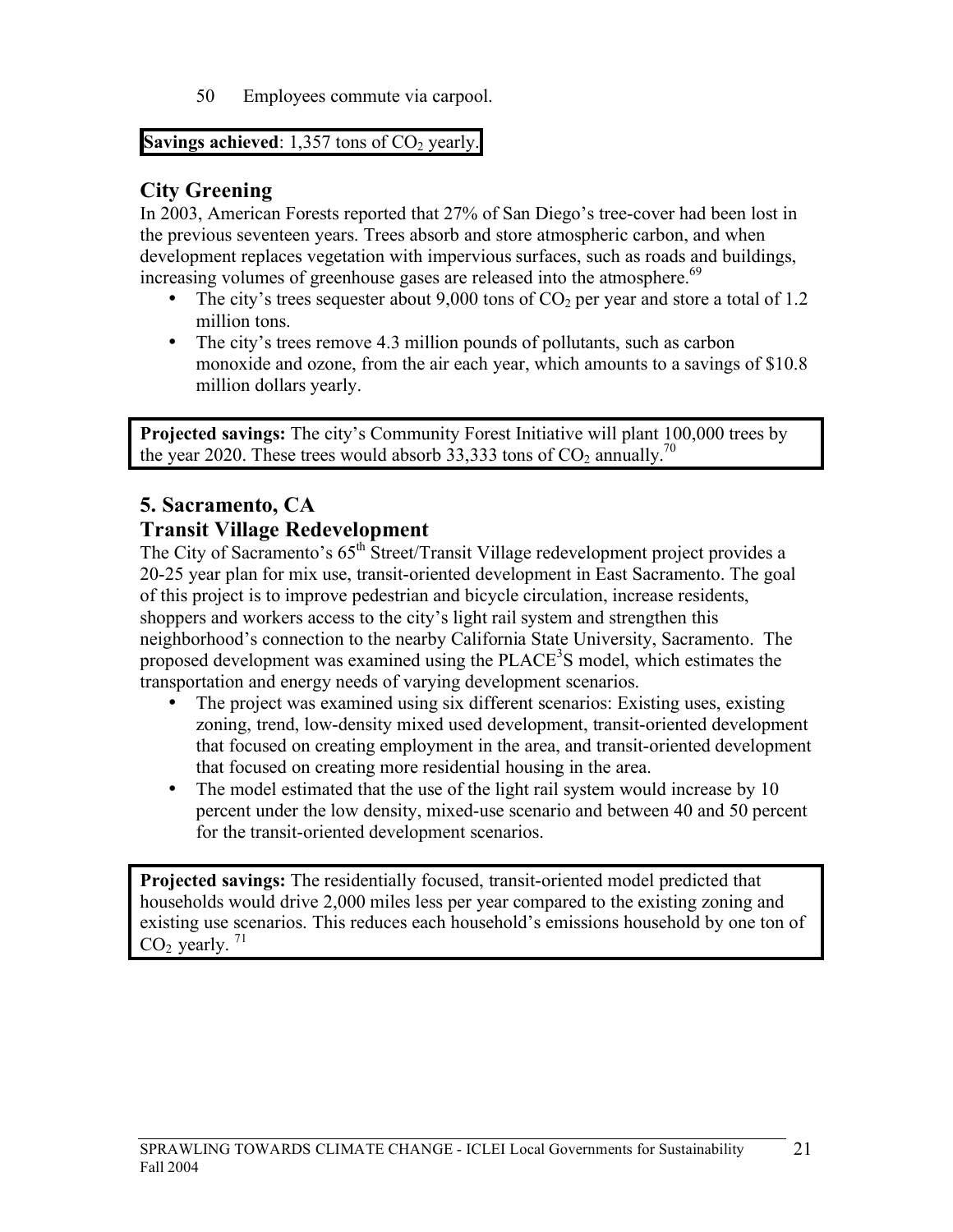50 Employees commute via carpool.

**Savings achieved**: 1,357 tons of $CO_2$ yearly.

## City Greening

In 2003, American Forests reported that 27% of San Diego's tree-cover had been lost in the previous seventeen years. Trees absorb and store atmospheric carbon, and when development replaces vegetation with impervious surfaces, such as roads and buildings, increasing volumes of greenhouse gases are released into the atmosphere.[69]

- The city's trees sequester about 9,000 tons of $CO_2$ per year and store a total of 1.2 million tons.
- The city's trees remove 4.3 million pounds of pollutants, such as carbon monoxide and ozone, from the air each year, which amounts to a savings of $10.8 million dollars yearly.

**Projected savings:** The city's Community Forest Initiative will plant 100,000 trees by the year 2020. These trees would absorb 33,333 tons of $CO_2$ annually.[70]

## 5. Sacramento, CA

## Transit Village Redevelopment

The City of Sacramento's 65th Street/Transit Village redevelopment project provides a 20-25 year plan for mix use, transit-oriented development in East Sacramento. The goal of this project is to improve pedestrian and bicycle circulation, increase residents, shoppers and workers access to the city's light rail system and strengthen this neighborhood's connection to the nearby California State University, Sacramento. The proposed development was examined using the $PLACE^3S$ model, which estimates the transportation and energy needs of varying development scenarios.

- The project was examined using six different scenarios: Existing uses, existing zoning, trend, low-density mixed used development, transit-oriented development that focused on creating employment in the area, and transit-oriented development that focused on creating more residential housing in the area.
- The model estimated that the use of the light rail system would increase by 10 percent under the low density, mixed-use scenario and between 40 and 50 percent for the transit-oriented development scenarios.

**Projected savings:** The residentially focused, transit-oriented model predicted that households would drive 2,000 miles less per year compared to the existing zoning and existing use scenarios. This reduces each household's emissions household by one ton of $CO_2$ yearly. [71]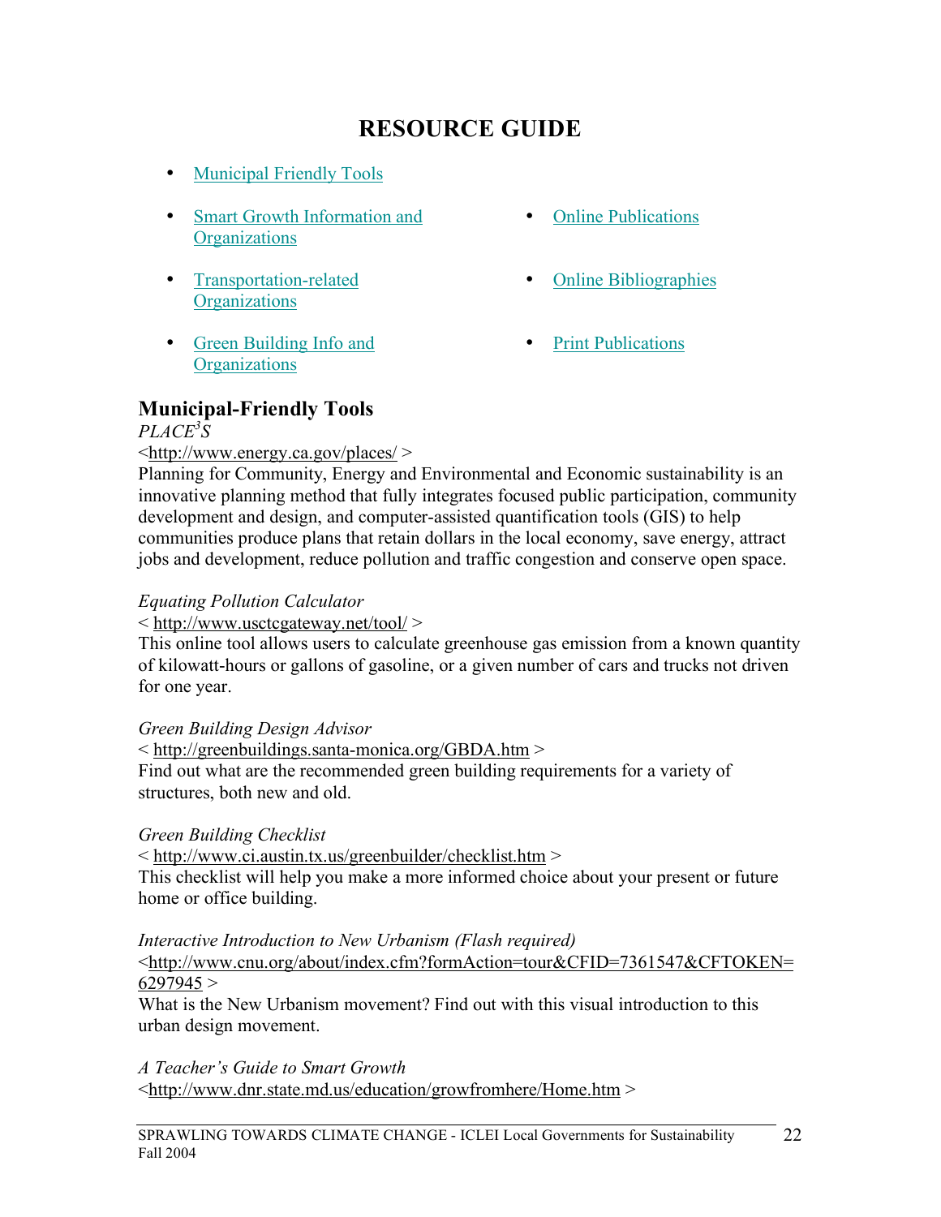# RESOURCE GUIDE

- Municipal Friendly Tools
- Smart Growth Information and Organizations
- Transportation-related Organizations
- Green Building Info and Organizations
- Online Publications
- Online Bibliographies
- Print Publications

## Municipal-Friendly Tools

*PLACE$^3$S*

<http://www.energy.ca.gov/places/ >

Planning for Community, Energy and Environmental and Economic sustainability is an innovative planning method that fully integrates focused public participation, community development and design, and computer-assisted quantification tools (GIS) to help communities produce plans that retain dollars in the local economy, save energy, attract jobs and development, reduce pollution and traffic congestion and conserve open space.

*Equating Pollution Calculator*

< http://www.usctcgateway.net/tool/ >

This online tool allows users to calculate greenhouse gas emission from a known quantity of kilowatt-hours or gallons of gasoline, or a given number of cars and trucks not driven for one year.

*Green Building Design Advisor*

< http://greenbuildings.santa-monica.org/GBDA.htm >

Find out what are the recommended green building requirements for a variety of structures, both new and old.

*Green Building Checklist*

< http://www.ci.austin.tx.us/greenbuilder/checklist.htm >

This checklist will help you make a more informed choice about your present or future home or office building.

*Interactive Introduction to New Urbanism (Flash required)*

<http://www.cnu.org/about/index.cfm?formAction=tour&CFID=7361547&CFTOKEN=6297945 >

What is the New Urbanism movement? Find out with this visual introduction to this urban design movement.

*A Teacher's Guide to Smart Growth*

<http://www.dnr.state.md.us/education/growfromhere/Home.htm >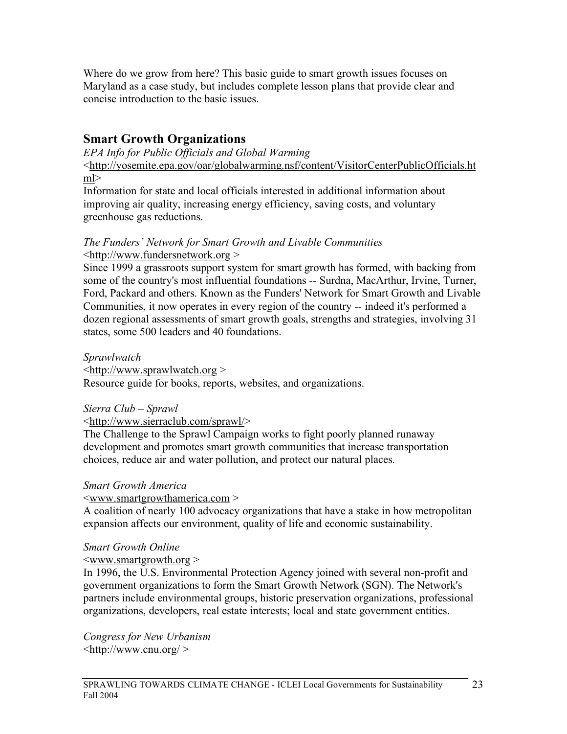Where do we grow from here? This basic guide to smart growth issues focuses on Maryland as a case study, but includes complete lesson plans that provide clear and concise introduction to the basic issues.

## Smart Growth Organizations

*EPA Info for Public Officials and Global Warming*
<http://yosemite.epa.gov/oar/globalwarming.nsf/content/VisitorCenterPublicOfficials.html>
Information for state and local officials interested in additional information about improving air quality, increasing energy efficiency, saving costs, and voluntary greenhouse gas reductions.

*The Funders' Network for Smart Growth and Livable Communities*
<http://www.fundersnetwork.org >
Since 1999 a grassroots support system for smart growth has formed, with backing from some of the country's most influential foundations -- Surdna, MacArthur, Irvine, Turner, Ford, Packard and others. Known as the Funders' Network for Smart Growth and Livable Communities, it now operates in every region of the country -- indeed it's performed a dozen regional assessments of smart growth goals, strengths and strategies, involving 31 states, some 500 leaders and 40 foundations.

*Sprawlwatch*
<http://www.sprawlwatch.org >
Resource guide for books, reports, websites, and organizations.

*Sierra Club – Sprawl*
<http://www.sierraclub.com/sprawl/>
The Challenge to the Sprawl Campaign works to fight poorly planned runaway development and promotes smart growth communities that increase transportation choices, reduce air and water pollution, and protect our natural places.

*Smart Growth America*
<www.smartgrowthamerica.com >
A coalition of nearly 100 advocacy organizations that have a stake in how metropolitan expansion affects our environment, quality of life and economic sustainability.

*Smart Growth Online*
<www.smartgrowth.org >
In 1996, the U.S. Environmental Protection Agency joined with several non-profit and government organizations to form the Smart Growth Network (SGN). The Network's partners include environmental groups, historic preservation organizations, professional organizations, developers, real estate interests; local and state government entities.

*Congress for New Urbanism*
<http://www.cnu.org/ >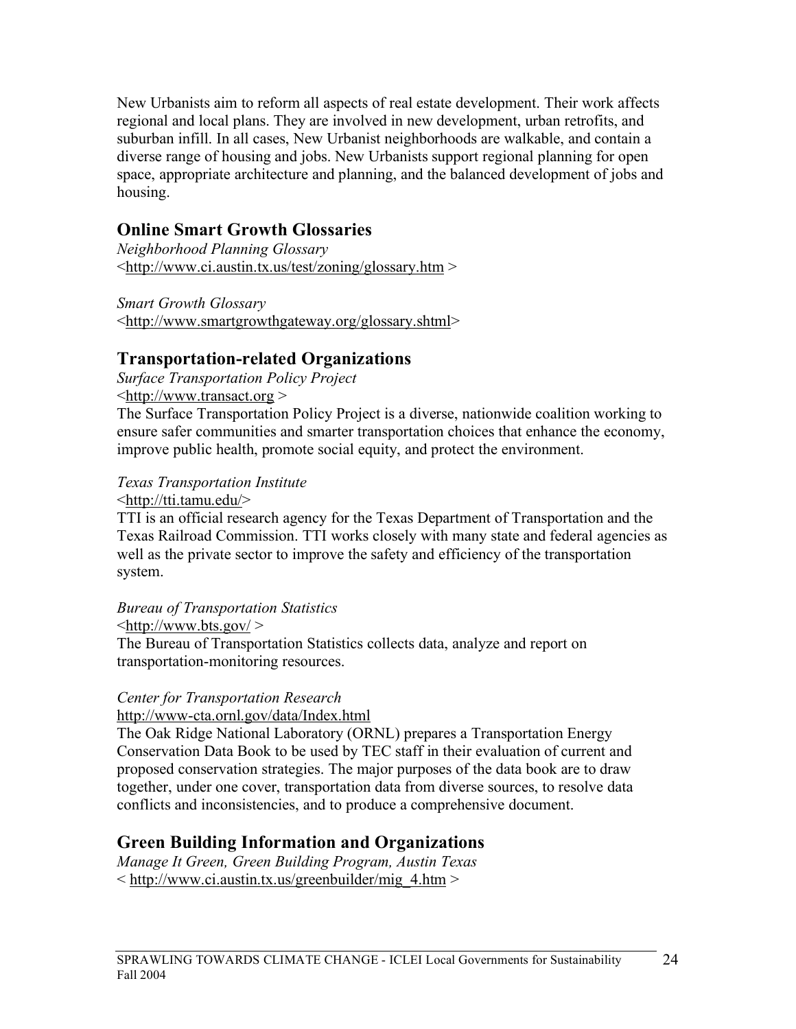New Urbanists aim to reform all aspects of real estate development. Their work affects regional and local plans. They are involved in new development, urban retrofits, and suburban infill. In all cases, New Urbanist neighborhoods are walkable, and contain a diverse range of housing and jobs. New Urbanists support regional planning for open space, appropriate architecture and planning, and the balanced development of jobs and housing.

## Online Smart Growth Glossaries

*Neighborhood Planning Glossary*
<http://www.ci.austin.tx.us/test/zoning/glossary.htm >

*Smart Growth Glossary*
<http://www.smartgrowthgateway.org/glossary.shtml>

## Transportation-related Organizations

*Surface Transportation Policy Project*
<http://www.transact.org >
The Surface Transportation Policy Project is a diverse, nationwide coalition working to ensure safer communities and smarter transportation choices that enhance the economy, improve public health, promote social equity, and protect the environment.

*Texas Transportation Institute*
<http://tti.tamu.edu/>
TTI is an official research agency for the Texas Department of Transportation and the Texas Railroad Commission. TTI works closely with many state and federal agencies as well as the private sector to improve the safety and efficiency of the transportation system.

*Bureau of Transportation Statistics*
<http://www.bts.gov/ >
The Bureau of Transportation Statistics collects data, analyze and report on transportation-monitoring resources.

*Center for Transportation Research*
http://www-cta.ornl.gov/data/Index.html
The Oak Ridge National Laboratory (ORNL) prepares a Transportation Energy Conservation Data Book to be used by TEC staff in their evaluation of current and proposed conservation strategies. The major purposes of the data book are to draw together, under one cover, transportation data from diverse sources, to resolve data conflicts and inconsistencies, and to produce a comprehensive document.

## Green Building Information and Organizations

*Manage It Green, Green Building Program, Austin Texas*
< http://www.ci.austin.tx.us/greenbuilder/mig_4.htm >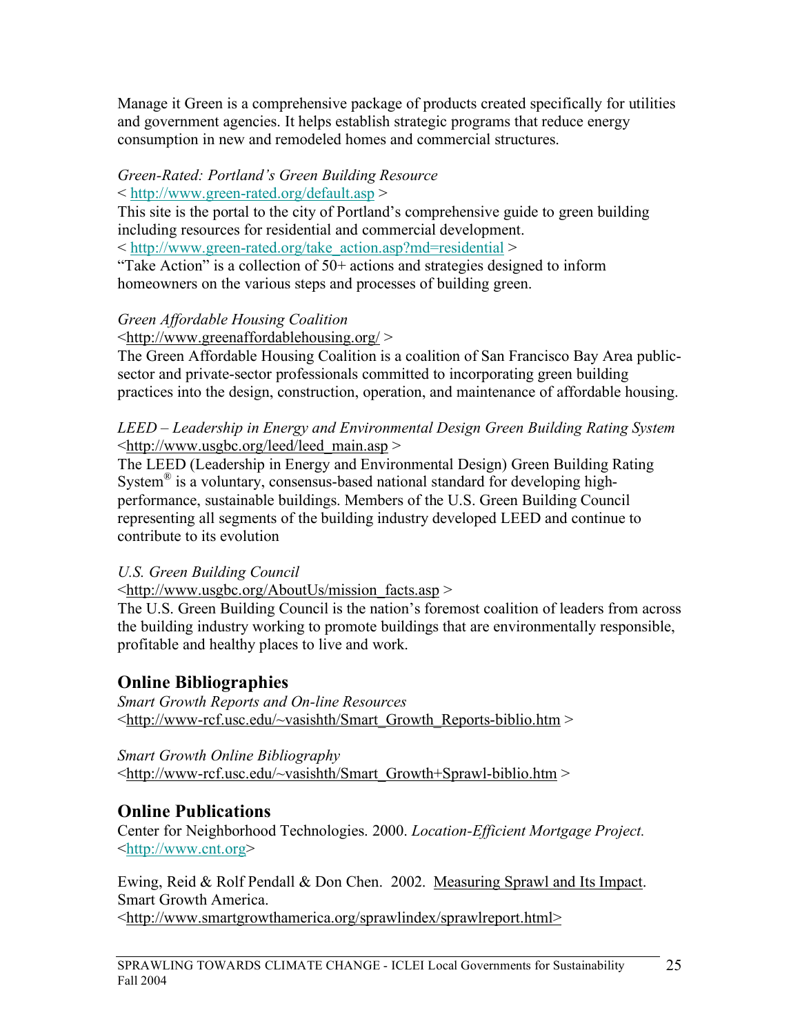Manage it Green is a comprehensive package of products created specifically for utilities and government agencies. It helps establish strategic programs that reduce energy consumption in new and remodeled homes and commercial structures.

*Green-Rated: Portland's Green Building Resource*
< http://www.green-rated.org/default.asp >
This site is the portal to the city of Portland's comprehensive guide to green building including resources for residential and commercial development.
< http://www.green-rated.org/take_action.asp?md=residential >
"Take Action" is a collection of 50+ actions and strategies designed to inform homeowners on the various steps and processes of building green.

*Green Affordable Housing Coalition*
<http://www.greenaffordablehousing.org/ >
The Green Affordable Housing Coalition is a coalition of San Francisco Bay Area public-sector and private-sector professionals committed to incorporating green building practices into the design, construction, operation, and maintenance of affordable housing.

*LEED – Leadership in Energy and Environmental Design Green Building Rating System*
<http://www.usgbc.org/leed/leed_main.asp >
The LEED (Leadership in Energy and Environmental Design) Green Building Rating System® is a voluntary, consensus-based national standard for developing high-performance, sustainable buildings. Members of the U.S. Green Building Council representing all segments of the building industry developed LEED and continue to contribute to its evolution

*U.S. Green Building Council*
<http://www.usgbc.org/AboutUs/mission_facts.asp >
The U.S. Green Building Council is the nation's foremost coalition of leaders from across the building industry working to promote buildings that are environmentally responsible, profitable and healthy places to live and work.

## Online Bibliographies

*Smart Growth Reports and On-line Resources*
<http://www-rcf.usc.edu/~vasishth/Smart_Growth_Reports-biblio.htm >

*Smart Growth Online Bibliography*
<http://www-rcf.usc.edu/~vasishth/Smart_Growth+Sprawl-biblio.htm >

## Online Publications

Center for Neighborhood Technologies. 2000. *Location-Efficient Mortgage Project.* <http://www.cnt.org>

Ewing, Reid & Rolf Pendall & Don Chen. 2002. Measuring Sprawl and Its Impact. Smart Growth America.
<http://www.smartgrowthamerica.org/sprawlindex/sprawlreport.html>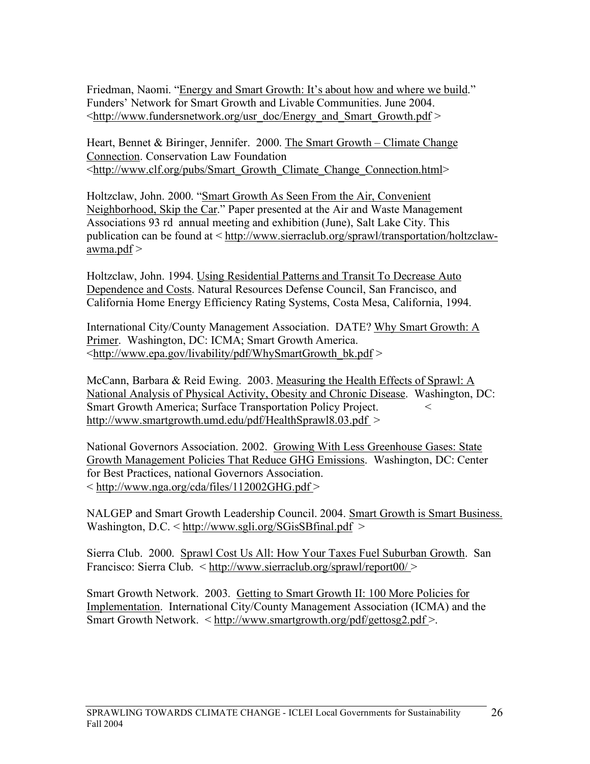Friedman, Naomi. "Energy and Smart Growth: It's about how and where we build." Funders' Network for Smart Growth and Livable Communities. June 2004. <http://www.fundersnetwork.org/usr_doc/Energy_and_Smart_Growth.pdf >

Heart, Bennet & Biringer, Jennifer. 2000. The Smart Growth – Climate Change Connection. Conservation Law Foundation <http://www.clf.org/pubs/Smart_Growth_Climate_Change_Connection.html>

Holtzclaw, John. 2000. "Smart Growth As Seen From the Air, Convenient Neighborhood, Skip the Car." Paper presented at the Air and Waste Management Associations 93 rd annual meeting and exhibition (June), Salt Lake City. This publication can be found at < http://www.sierraclub.org/sprawl/transportation/holtzclaw-awma.pdf >

Holtzclaw, John. 1994. Using Residential Patterns and Transit To Decrease Auto Dependence and Costs. Natural Resources Defense Council, San Francisco, and California Home Energy Efficiency Rating Systems, Costa Mesa, California, 1994.

International City/County Management Association. DATE? Why Smart Growth: A Primer. Washington, DC: ICMA; Smart Growth America. <http://www.epa.gov/livability/pdf/WhySmartGrowth_bk.pdf >

McCann, Barbara & Reid Ewing. 2003. Measuring the Health Effects of Sprawl: A National Analysis of Physical Activity, Obesity and Chronic Disease. Washington, DC: Smart Growth America; Surface Transportation Policy Project. < http://www.smartgrowth.umd.edu/pdf/HealthSprawl8.03.pdf >

National Governors Association. 2002. Growing With Less Greenhouse Gases: State Growth Management Policies That Reduce GHG Emissions. Washington, DC: Center for Best Practices, national Governors Association. < http://www.nga.org/cda/files/112002GHG.pdf >

NALGEP and Smart Growth Leadership Council. 2004. Smart Growth is Smart Business. Washington, D.C. < http://www.sgli.org/SGisSBfinal.pdf >

Sierra Club. 2000. Sprawl Cost Us All: How Your Taxes Fuel Suburban Growth. San Francisco: Sierra Club. < http://www.sierraclub.org/sprawl/report00/ >

Smart Growth Network. 2003. Getting to Smart Growth II: 100 More Policies for Implementation. International City/County Management Association (ICMA) and the Smart Growth Network. < http://www.smartgrowth.org/pdf/gettosg2.pdf >.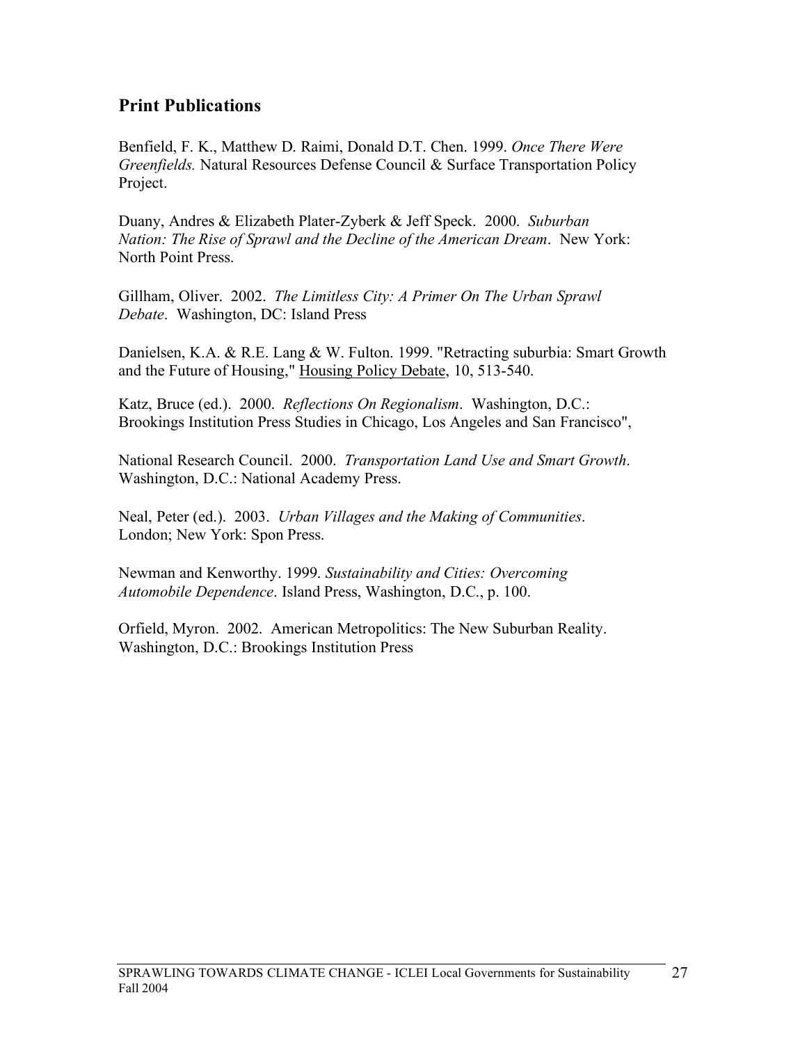## Print Publications

Benfield, F. K., Matthew D. Raimi, Donald D.T. Chen. 1999. *Once There Were Greenfields.* Natural Resources Defense Council & Surface Transportation Policy Project.

Duany, Andres & Elizabeth Plater-Zyberk & Jeff Speck. 2000. *Suburban Nation: The Rise of Sprawl and the Decline of the American Dream*. New York: North Point Press.

Gillham, Oliver. 2002. *The Limitless City: A Primer On The Urban Sprawl Debate*. Washington, DC: Island Press

Danielsen, K.A. & R.E. Lang & W. Fulton. 1999. "Retracting suburbia: Smart Growth and the Future of Housing," Housing Policy Debate, 10, 513-540.

Katz, Bruce (ed.). 2000. *Reflections On Regionalism*. Washington, D.C.: Brookings Institution Press Studies in Chicago, Los Angeles and San Francisco",

National Research Council. 2000. *Transportation Land Use and Smart Growth*. Washington, D.C.: National Academy Press.

Neal, Peter (ed.). 2003. *Urban Villages and the Making of Communities*. London; New York: Spon Press.

Newman and Kenworthy. 1999. *Sustainability and Cities: Overcoming Automobile Dependence*. Island Press, Washington, D.C., p. 100.

Orfield, Myron. 2002. American Metropolitics: The New Suburban Reality. Washington, D.C.: Brookings Institution Press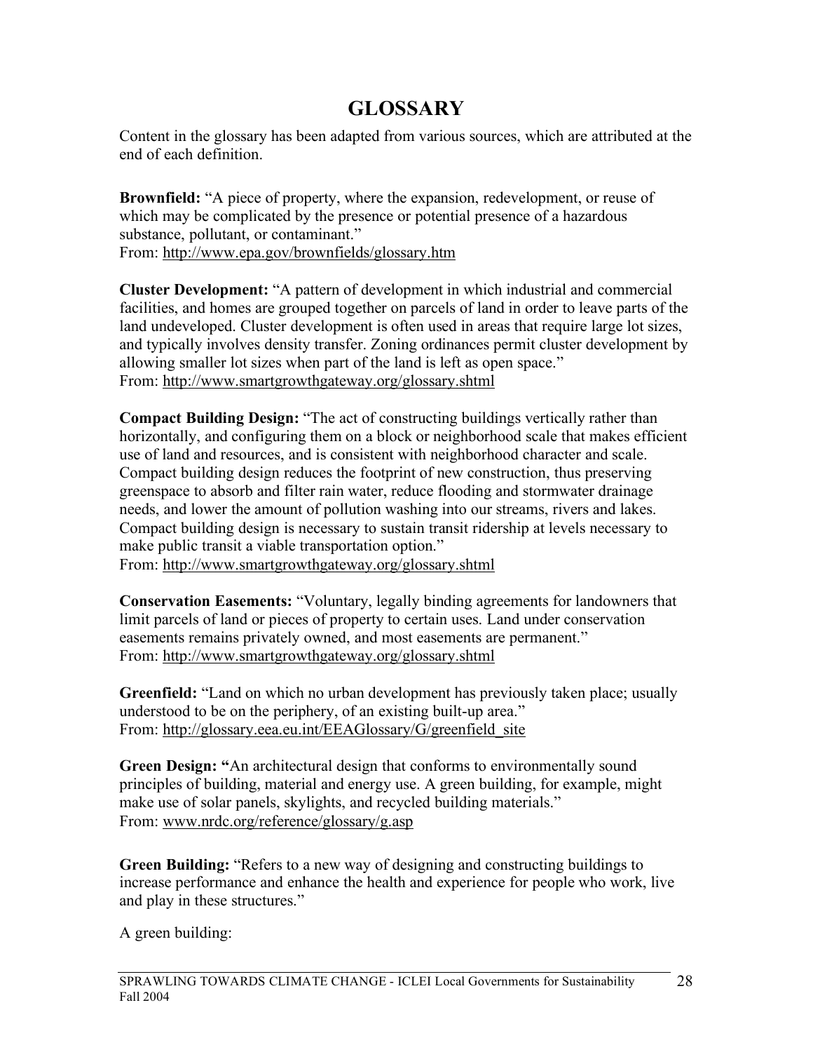# GLOSSARY

Content in the glossary has been adapted from various sources, which are attributed at the end of each definition.

**Brownfield:** "A piece of property, where the expansion, redevelopment, or reuse of which may be complicated by the presence or potential presence of a hazardous substance, pollutant, or contaminant."
From: http://www.epa.gov/brownfields/glossary.htm

**Cluster Development:** "A pattern of development in which industrial and commercial facilities, and homes are grouped together on parcels of land in order to leave parts of the land undeveloped. Cluster development is often used in areas that require large lot sizes, and typically involves density transfer. Zoning ordinances permit cluster development by allowing smaller lot sizes when part of the land is left as open space."
From: http://www.smartgrowthgateway.org/glossary.shtml

**Compact Building Design:** "The act of constructing buildings vertically rather than horizontally, and configuring them on a block or neighborhood scale that makes efficient use of land and resources, and is consistent with neighborhood character and scale. Compact building design reduces the footprint of new construction, thus preserving greenspace to absorb and filter rain water, reduce flooding and stormwater drainage needs, and lower the amount of pollution washing into our streams, rivers and lakes. Compact building design is necessary to sustain transit ridership at levels necessary to make public transit a viable transportation option."
From: http://www.smartgrowthgateway.org/glossary.shtml

**Conservation Easements:** "Voluntary, legally binding agreements for landowners that limit parcels of land or pieces of property to certain uses. Land under conservation easements remains privately owned, and most easements are permanent."
From: http://www.smartgrowthgateway.org/glossary.shtml

**Greenfield:** "Land on which no urban development has previously taken place; usually understood to be on the periphery, of an existing built-up area."
From: http://glossary.eea.eu.int/EEAGlossary/G/greenfield_site

**Green Design: "**An architectural design that conforms to environmentally sound principles of building, material and energy use. A green building, for example, might make use of solar panels, skylights, and recycled building materials."
From: www.nrdc.org/reference/glossary/g.asp

**Green Building:** "Refers to a new way of designing and constructing buildings to increase performance and enhance the health and experience for people who work, live and play in these structures."

A green building: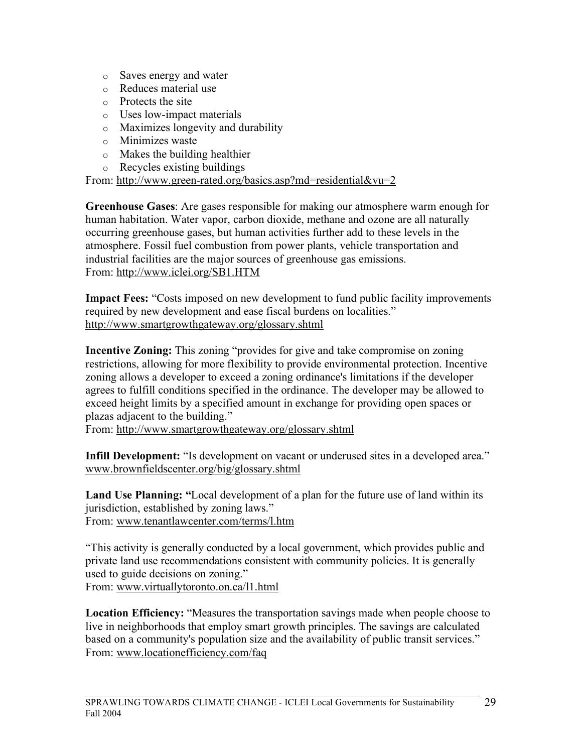- Saves energy and water
- Reduces material use
- Protects the site
- Uses low-impact materials
- Maximizes longevity and durability
- Minimizes waste
- Makes the building healthier
- Recycles existing buildings

From: http://www.green-rated.org/basics.asp?md=residential&vu=2

**Greenhouse Gases**: Are gases responsible for making our atmosphere warm enough for human habitation. Water vapor, carbon dioxide, methane and ozone are all naturally occurring greenhouse gases, but human activities further add to these levels in the atmosphere. Fossil fuel combustion from power plants, vehicle transportation and industrial facilities are the major sources of greenhouse gas emissions.
From: http://www.iclei.org/SB1.HTM

**Impact Fees:** "Costs imposed on new development to fund public facility improvements required by new development and ease fiscal burdens on localities."
http://www.smartgrowthgateway.org/glossary.shtml

**Incentive Zoning:** This zoning "provides for give and take compromise on zoning restrictions, allowing for more flexibility to provide environmental protection. Incentive zoning allows a developer to exceed a zoning ordinance's limitations if the developer agrees to fulfill conditions specified in the ordinance. The developer may be allowed to exceed height limits by a specified amount in exchange for providing open spaces or plazas adjacent to the building."
From: http://www.smartgrowthgateway.org/glossary.shtml

**Infill Development:** "Is development on vacant or underused sites in a developed area."
www.brownfieldscenter.org/big/glossary.shtml

**Land Use Planning: "**Local development of a plan for the future use of land within its jurisdiction, established by zoning laws."
From: www.tenantlawcenter.com/terms/l.htm

"This activity is generally conducted by a local government, which provides public and private land use recommendations consistent with community policies. It is generally used to guide decisions on zoning."
From: www.virtuallytoronto.on.ca/l1.html

**Location Efficiency:** "Measures the transportation savings made when people choose to live in neighborhoods that employ smart growth principles. The savings are calculated based on a community's population size and the availability of public transit services."
From: www.locationefficiency.com/faq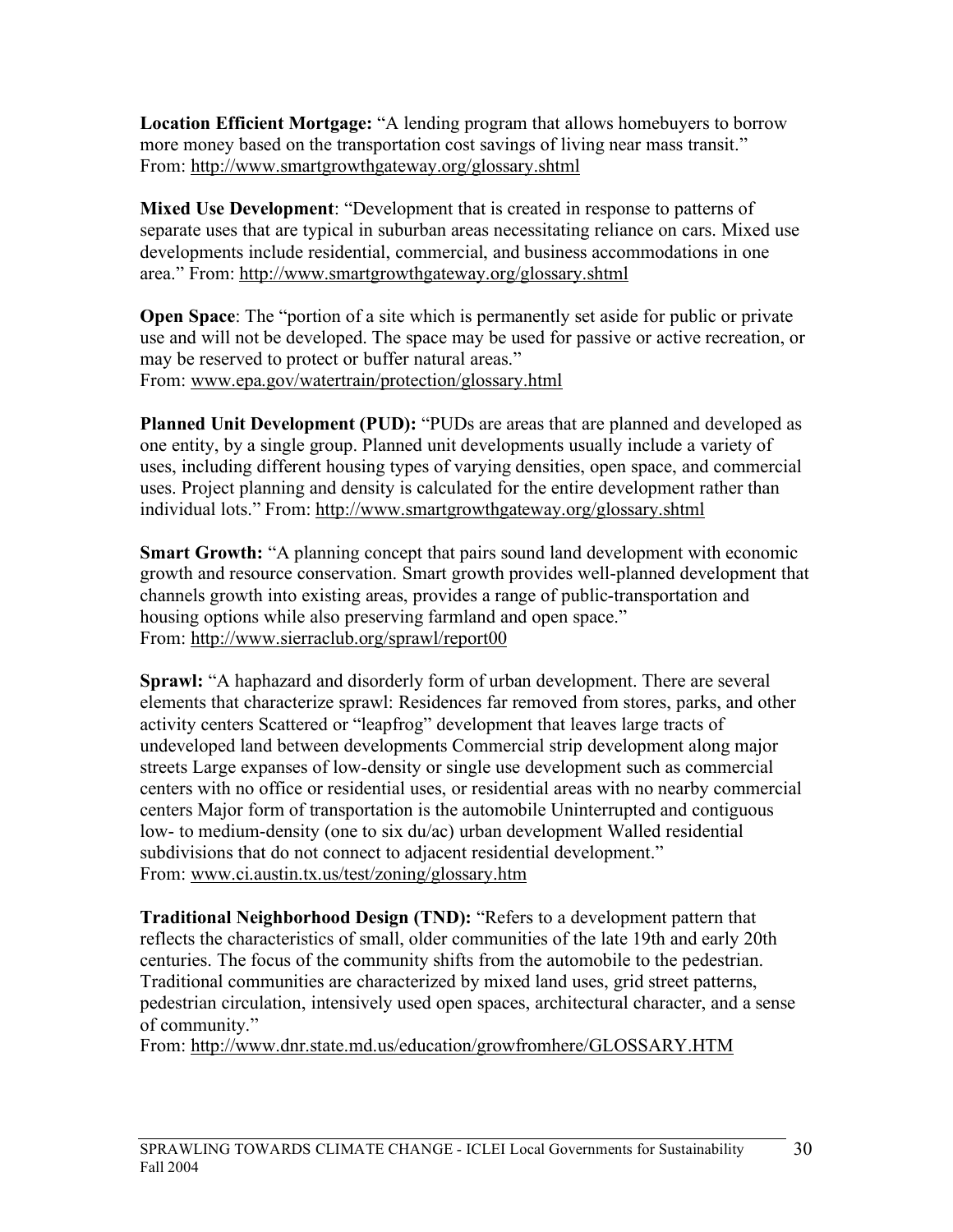**Location Efficient Mortgage:** “A lending program that allows homebuyers to borrow more money based on the transportation cost savings of living near mass transit.” From: http://www.smartgrowthgateway.org/glossary.shtml

**Mixed Use Development**: “Development that is created in response to patterns of separate uses that are typical in suburban areas necessitating reliance on cars. Mixed use developments include residential, commercial, and business accommodations in one area.” From: http://www.smartgrowthgateway.org/glossary.shtml

**Open Space**: The “portion of a site which is permanently set aside for public or private use and will not be developed. The space may be used for passive or active recreation, or may be reserved to protect or buffer natural areas.” From: www.epa.gov/watertrain/protection/glossary.html

**Planned Unit Development (PUD):** “PUDs are areas that are planned and developed as one entity, by a single group. Planned unit developments usually include a variety of uses, including different housing types of varying densities, open space, and commercial uses. Project planning and density is calculated for the entire development rather than individual lots.” From: http://www.smartgrowthgateway.org/glossary.shtml

**Smart Growth:** “A planning concept that pairs sound land development with economic growth and resource conservation. Smart growth provides well-planned development that channels growth into existing areas, provides a range of public-transportation and housing options while also preserving farmland and open space.” From: http://www.sierraclub.org/sprawl/report00

**Sprawl:** “A haphazard and disorderly form of urban development. There are several elements that characterize sprawl: Residences far removed from stores, parks, and other activity centers Scattered or “leapfrog” development that leaves large tracts of undeveloped land between developments Commercial strip development along major streets Large expanses of low-density or single use development such as commercial centers with no office or residential uses, or residential areas with no nearby commercial centers Major form of transportation is the automobile Uninterrupted and contiguous low- to medium-density (one to six du/ac) urban development Walled residential subdivisions that do not connect to adjacent residential development.” From: www.ci.austin.tx.us/test/zoning/glossary.htm

**Traditional Neighborhood Design (TND):** “Refers to a development pattern that reflects the characteristics of small, older communities of the late 19th and early 20th centuries. The focus of the community shifts from the automobile to the pedestrian. Traditional communities are characterized by mixed land uses, grid street patterns, pedestrian circulation, intensively used open spaces, architectural character, and a sense of community.” From: http://www.dnr.state.md.us/education/growfromhere/GLOSSARY.HTM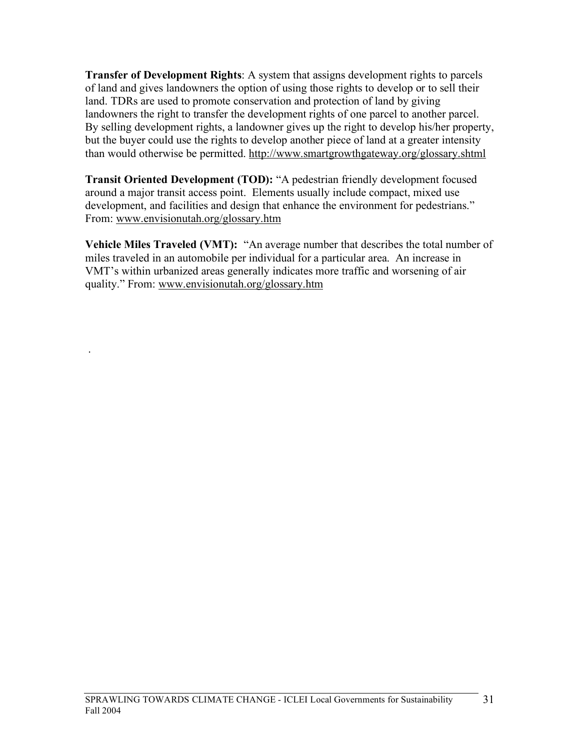**Transfer of Development Rights**: A system that assigns development rights to parcels of land and gives landowners the option of using those rights to develop or to sell their land. TDRs are used to promote conservation and protection of land by giving landowners the right to transfer the development rights of one parcel to another parcel. By selling development rights, a landowner gives up the right to develop his/her property, but the buyer could use the rights to develop another piece of land at a greater intensity than would otherwise be permitted. http://www.smartgrowthgateway.org/glossary.shtml

**Transit Oriented Development (TOD):** "A pedestrian friendly development focused around a major transit access point. Elements usually include compact, mixed use development, and facilities and design that enhance the environment for pedestrians." From: www.envisionutah.org/glossary.htm

**Vehicle Miles Traveled (VMT):** "An average number that describes the total number of miles traveled in an automobile per individual for a particular area. An increase in VMT's within urbanized areas generally indicates more traffic and worsening of air quality." From: www.envisionutah.org/glossary.htm

.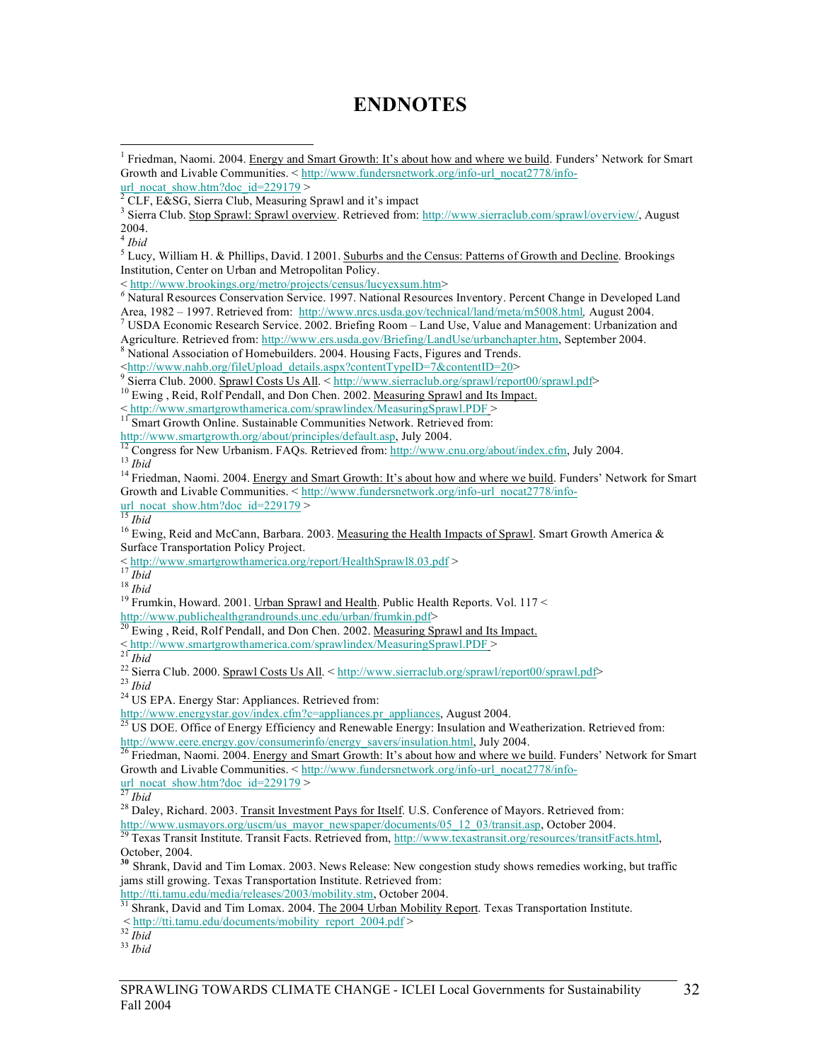# ENDNOTES

[1] Friedman, Naomi. 2004. Energy and Smart Growth: It's about how and where we build. Funders' Network for Smart Growth and Livable Communities. < http://www.fundersnetwork.org/info-url_nocat2778/info-url_nocat_show.htm?doc_id=229179 >

[2] CLF, E&SG, Sierra Club, Measuring Sprawl and it's impact

[3] Sierra Club. Stop Sprawl: Sprawl overview. Retrieved from: http://www.sierraclub.com/sprawl/overview/, August 2004.

[4] *Ibid*

[5] Lucy, William H. & Phillips, David. I 2001. Suburbs and the Census: Patterns of Growth and Decline. Brookings Institution, Center on Urban and Metropolitan Policy. < http://www.brookings.org/metro/projects/census/lucyexsum.htm>

[6] Natural Resources Conservation Service. 1997. National Resources Inventory. Percent Change in Developed Land Area, 1982 – 1997. Retrieved from: http://www.nrcs.usda.gov/technical/land/meta/m5008.html, August 2004.

[7] USDA Economic Research Service. 2002. Briefing Room – Land Use, Value and Management: Urbanization and Agriculture. Retrieved from: http://www.ers.usda.gov/Briefing/LandUse/urbanchapter.htm, September 2004.

[8] National Association of Homebuilders. 2004. Housing Facts, Figures and Trends. <http://www.nahb.org/fileUpload_details.aspx?contentTypeID=7&contentID=20>

[9] Sierra Club. 2000. Sprawl Costs Us All. < http://www.sierraclub.org/sprawl/report00/sprawl.pdf>

[10] Ewing , Reid, Rolf Pendall, and Don Chen. 2002. Measuring Sprawl and Its Impact. < http://www.smartgrowthamerica.com/sprawlindex/MeasuringSprawl.PDF >

[11] Smart Growth Online. Sustainable Communities Network. Retrieved from: http://www.smartgrowth.org/about/principles/default.asp, July 2004.

[12] Congress for New Urbanism. FAQs. Retrieved from: http://www.cnu.org/about/index.cfm, July 2004.

[13] *Ibid*

[14] Friedman, Naomi. 2004. Energy and Smart Growth: It's about how and where we build. Funders' Network for Smart Growth and Livable Communities. < http://www.fundersnetwork.org/info-url_nocat2778/info-url_nocat_show.htm?doc_id=229179 >

[15] *Ibid*

[16] Ewing, Reid and McCann, Barbara. 2003. Measuring the Health Impacts of Sprawl. Smart Growth America & Surface Transportation Policy Project. < http://www.smartgrowthamerica.org/report/HealthSprawl8.03.pdf >

[17] *Ibid*

[18] *Ibid*

[19] Frumkin, Howard. 2001. Urban Sprawl and Health. Public Health Reports. Vol. 117 < http://www.publichealthgrandrounds.unc.edu/urban/frumkin.pdf>

[20] Ewing , Reid, Rolf Pendall, and Don Chen. 2002. Measuring Sprawl and Its Impact. < http://www.smartgrowthamerica.com/sprawlindex/MeasuringSprawl.PDF >

[21] *Ibid*

[22] Sierra Club. 2000. Sprawl Costs Us All. < http://www.sierraclub.org/sprawl/report00/sprawl.pdf>

[23] *Ibid*

[24] US EPA. Energy Star: Appliances. Retrieved from: http://www.energystar.gov/index.cfm?c=appliances.pr_appliances, August 2004.

[25] US DOE. Office of Energy Efficiency and Renewable Energy: Insulation and Weatherization. Retrieved from: http://www.eere.energy.gov/consumerinfo/energy_savers/insulation.html, July 2004.

[26] Friedman, Naomi. 2004. Energy and Smart Growth: It's about how and where we build. Funders' Network for Smart Growth and Livable Communities. < http://www.fundersnetwork.org/info-url_nocat2778/info-url_nocat_show.htm?doc_id=229179 >

[27] *Ibid*

[28] Daley, Richard. 2003. Transit Investment Pays for Itself. U.S. Conference of Mayors. Retrieved from: http://www.usmayors.org/uscm/us_mayor_newspaper/documents/05_12_03/transit.asp, October 2004.

[29] Texas Transit Institute. Transit Facts. Retrieved from, http://www.texastransit.org/resources/transitFacts.html, October, 2004.

[30] Shrank, David and Tim Lomax. 2003. News Release: New congestion study shows remedies working, but traffic jams still growing. Texas Transportation Institute. Retrieved from: http://tti.tamu.edu/media/releases/2003/mobility.stm, October 2004.

[31] Shrank, David and Tim Lomax. 2004. The 2004 Urban Mobility Report. Texas Transportation Institute. < http://tti.tamu.edu/documents/mobility_report_2004.pdf >

[32] *Ibid*

[33] *Ibid*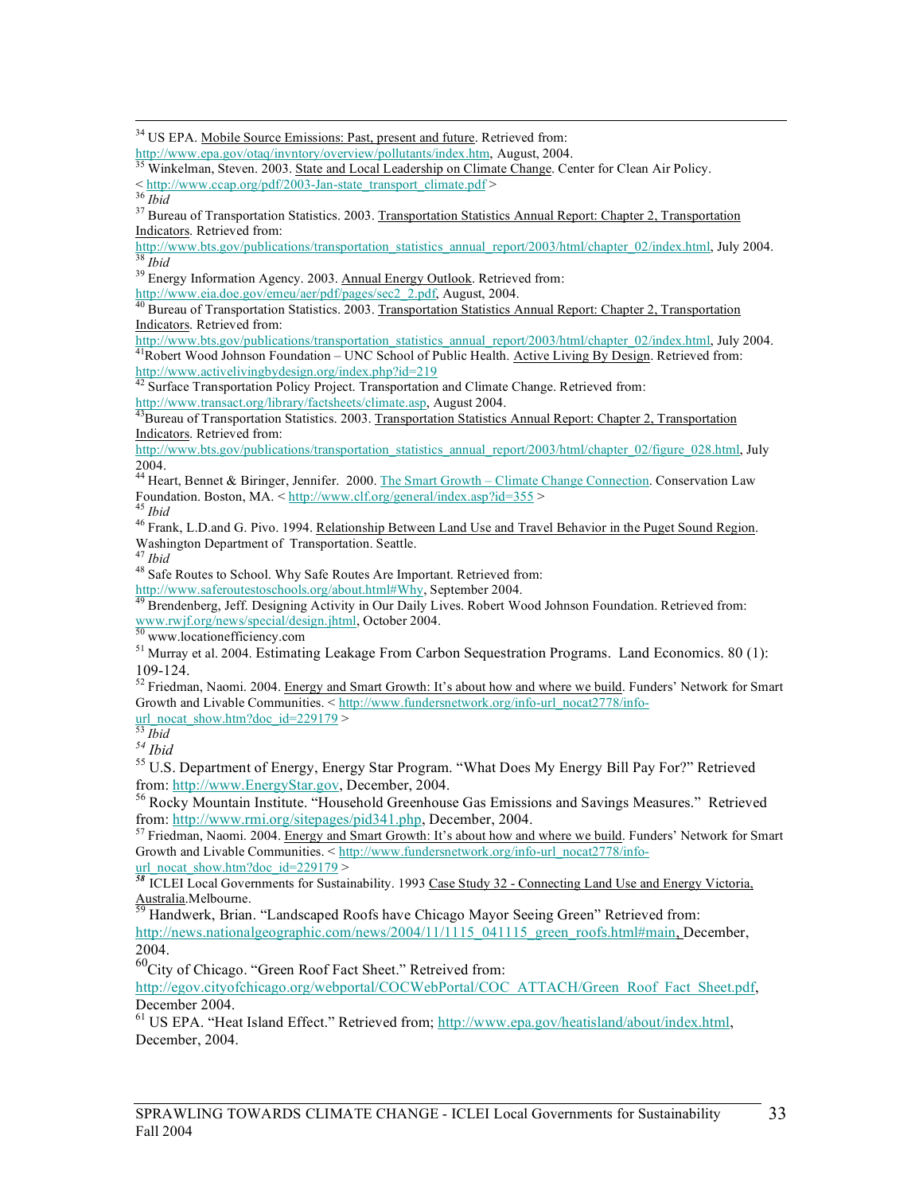[34] US EPA. Mobile Source Emissions: Past, present and future. Retrieved from: http://www.epa.gov/otaq/invntory/overview/pollutants/index.htm, August, 2004.

[35] Winkelman, Steven. 2003. State and Local Leadership on Climate Change. Center for Clean Air Policy. < http://www.ccap.org/pdf/2003-Jan-state_transport_climate.pdf >

[36] *Ibid*

[37] Bureau of Transportation Statistics. 2003. Transportation Statistics Annual Report: Chapter 2, Transportation Indicators. Retrieved from: http://www.bts.gov/publications/transportation_statistics_annual_report/2003/html/chapter_02/index.html, July 2004.

[38] *Ibid*

[39] Energy Information Agency. 2003. Annual Energy Outlook. Retrieved from: http://www.eia.doe.gov/emeu/aer/pdf/pages/sec2_2.pdf, August, 2004.

[40] Bureau of Transportation Statistics. 2003. Transportation Statistics Annual Report: Chapter 2, Transportation Indicators. Retrieved from: http://www.bts.gov/publications/transportation_statistics_annual_report/2003/html/chapter_02/index.html, July 2004.

[41] Robert Wood Johnson Foundation – UNC School of Public Health. Active Living By Design. Retrieved from: http://www.activelivingbydesign.org/index.php?id=219

[42] Surface Transportation Policy Project. Transportation and Climate Change. Retrieved from: http://www.transact.org/library/factsheets/climate.asp, August 2004.

[43] Bureau of Transportation Statistics. 2003. Transportation Statistics Annual Report: Chapter 2, Transportation Indicators. Retrieved from: http://www.bts.gov/publications/transportation_statistics_annual_report/2003/html/chapter_02/figure_028.html, July 2004.

[44] Heart, Bennet & Biringer, Jennifer. 2000. The Smart Growth – Climate Change Connection. Conservation Law Foundation. Boston, MA. < http://www.clf.org/general/index.asp?id=355 >

[45] *Ibid*

[46] Frank, L.D.and G. Pivo. 1994. Relationship Between Land Use and Travel Behavior in the Puget Sound Region. Washington Department of Transportation. Seattle.

[47] *Ibid*

[48] Safe Routes to School. Why Safe Routes Are Important. Retrieved from: http://www.saferoutestoschools.org/about.html#Why, September 2004.

[49] Brendenberg, Jeff. Designing Activity in Our Daily Lives. Robert Wood Johnson Foundation. Retrieved from: www.rwjf.org/news/special/design.jhtml, October 2004.

[50] www.locationefficiency.com

[51] Murray et al. 2004. Estimating Leakage From Carbon Sequestration Programs. Land Economics. 80 (1): 109-124.

[52] Friedman, Naomi. 2004. Energy and Smart Growth: It's about how and where we build. Funders' Network for Smart Growth and Livable Communities. < http://www.fundersnetwork.org/info-url_nocat2778/info-url_nocat_show.htm?doc_id=229179 >

[53] *Ibid*

[54] *Ibid*

[55] U.S. Department of Energy, Energy Star Program. "What Does My Energy Bill Pay For?" Retrieved from: http://www.EnergyStar.gov, December, 2004.

[56] Rocky Mountain Institute. "Household Greenhouse Gas Emissions and Savings Measures." Retrieved from: http://www.rmi.org/sitepages/pid341.php, December, 2004.

[57] Friedman, Naomi. 2004. Energy and Smart Growth: It's about how and where we build. Funders' Network for Smart Growth and Livable Communities. < http://www.fundersnetwork.org/info-url_nocat2778/info-url_nocat_show.htm?doc_id=229179 >

[58] ICLEI Local Governments for Sustainability. 1993 Case Study 32 - Connecting Land Use and Energy Victoria, Australia.Melbourne.

[59] Handwerk, Brian. "Landscaped Roofs have Chicago Mayor Seeing Green" Retrieved from: http://news.nationalgeographic.com/news/2004/11/1115_041115_green_roofs.html#main, December, 2004.

[60] City of Chicago. "Green Roof Fact Sheet." Retreived from: http://egov.cityofchicago.org/webportal/COCWebPortal/COC_ATTACH/Green_Roof_Fact_Sheet.pdf, December 2004.

[61] US EPA. "Heat Island Effect." Retrieved from; http://www.epa.gov/heatisland/about/index.html, December, 2004.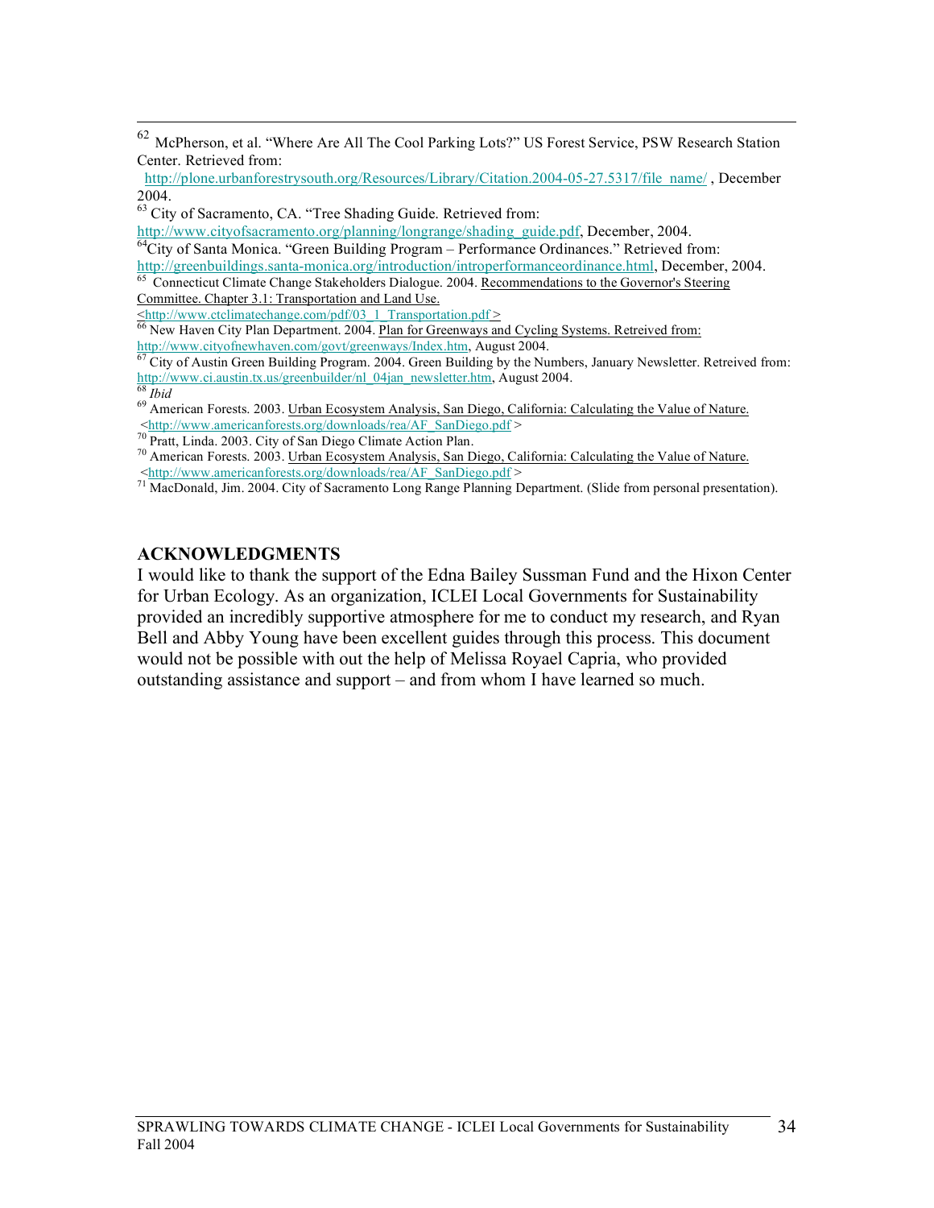[62] McPherson, et al. "Where Are All The Cool Parking Lots?" US Forest Service, PSW Research Station Center. Retrieved from: http://plone.urbanforestrysouth.org/Resources/Library/Citation.2004-05-27.5317/file_name/ , December 2004.

[63] City of Sacramento, CA. "Tree Shading Guide. Retrieved from: http://www.cityofsacramento.org/planning/longrange/shading_guide.pdf, December, 2004.

[64] City of Santa Monica. "Green Building Program – Performance Ordinances." Retrieved from: http://greenbuildings.santa-monica.org/introduction/introperformanceordinance.html, December, 2004.

[65] Connecticut Climate Change Stakeholders Dialogue. 2004. Recommendations to the Governor's Steering Committee. Chapter 3.1: Transportation and Land Use. <http://www.ctclimatechange.com/pdf/03_1_Transportation.pdf >

[66] New Haven City Plan Department. 2004. Plan for Greenways and Cycling Systems. Retreived from: http://www.cityofnewhaven.com/govt/greenways/Index.htm, August 2004.

[67] City of Austin Green Building Program. 2004. Green Building by the Numbers, January Newsletter. Retreived from: http://www.ci.austin.tx.us/greenbuilder/nl_04jan_newsletter.htm, August 2004.

[68] *Ibid*

[69] American Forests. 2003. Urban Ecosystem Analysis, San Diego, California: Calculating the Value of Nature. <http://www.americanforests.org/downloads/rea/AF_SanDiego.pdf >

[70] Pratt, Linda. 2003. City of San Diego Climate Action Plan.

[70] American Forests. 2003. Urban Ecosystem Analysis, San Diego, California: Calculating the Value of Nature. <http://www.americanforests.org/downloads/rea/AF_SanDiego.pdf >

[71] MacDonald, Jim. 2004. City of Sacramento Long Range Planning Department. (Slide from personal presentation).

## ACKNOWLEDGMENTS

I would like to thank the support of the Edna Bailey Sussman Fund and the Hixon Center for Urban Ecology. As an organization, ICLEI Local Governments for Sustainability provided an incredibly supportive atmosphere for me to conduct my research, and Ryan Bell and Abby Young have been excellent guides through this process. This document would not be possible with out the help of Melissa Royael Capria, who provided outstanding assistance and support – and from whom I have learned so much.